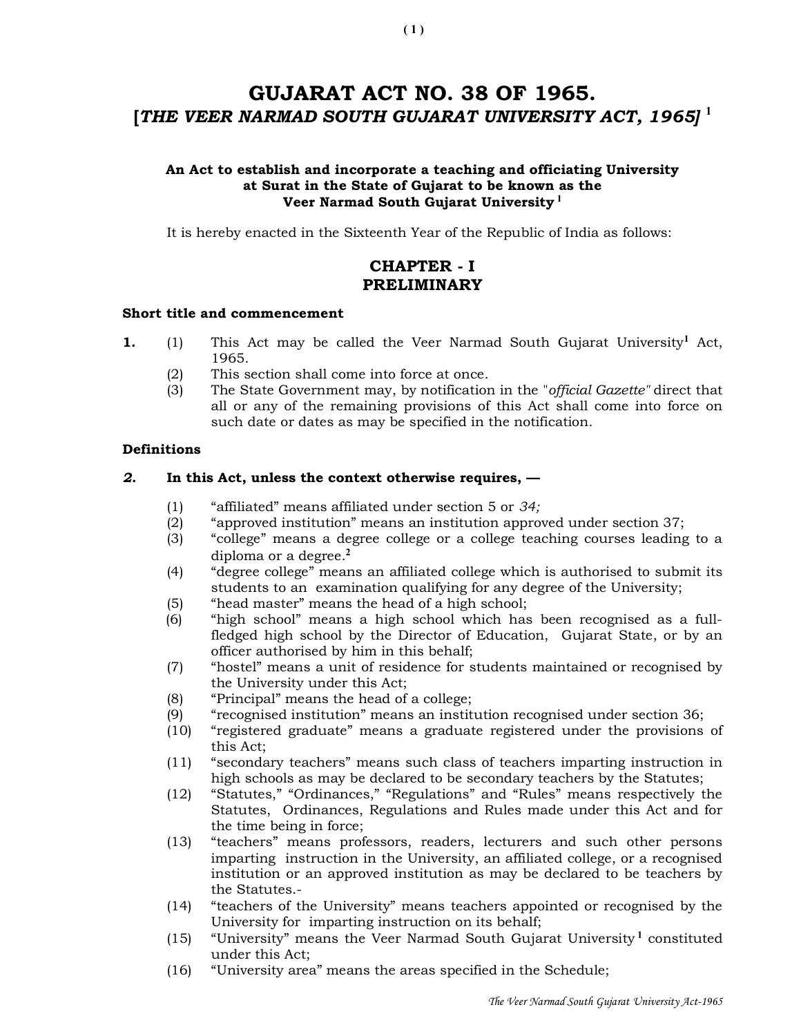# GUJARAT ACT NO. 38 OF 1965.
## [*THE VEER NARMAD SOUTH GUJARAT UNIVERSITY ACT, 1965*] [1]

**An Act to establish and incorporate a teaching and officiating University at Surat in the State of Gujarat to be known as the Veer Narmad South Gujarat University** [1]

It is hereby enacted in the Sixteenth Year of the Republic of India as follows:

## CHAPTER - I
## PRELIMINARY

**Short title and commencement**

**1.** (1) This Act may be called the Veer Narmad South Gujarat University[1] Act, 1965.

(2) This section shall come into force at once.

(3) The State Government may, by notification in the "*official Gazette*" direct that all or any of the remaining provisions of this Act shall come into force on such date or dates as may be specified in the notification.

**Definitions**

***2.*** **In this Act, unless the context otherwise requires, —**

(1) "affiliated" means affiliated under section 5 or *34;*

(2) "approved institution" means an institution approved under section 37;

(3) "college" means a degree college or a college teaching courses leading to a diploma or a degree.[2]

(4) "degree college" means an affiliated college which is authorised to submit its students to an examination qualifying for any degree of the University;

(5) "head master" means the head of a high school;

(6) "high school" means a high school which has been recognised as a full-fledged high school by the Director of Education, Gujarat State, or by an officer authorised by him in this behalf;

(7) "hostel" means a unit of residence for students maintained or recognised by the University under this Act;

(8) "Principal" means the head of a college;

(9) "recognised institution" means an institution recognised under section 36;

(10) "registered graduate" means a graduate registered under the provisions of this Act;

(11) "secondary teachers" means such class of teachers imparting instruction in high schools as may be declared to be secondary teachers by the Statutes;

(12) "Statutes," "Ordinances," "Regulations" and "Rules" means respectively the Statutes, Ordinances, Regulations and Rules made under this Act and for the time being in force;

(13) "teachers" means professors, readers, lecturers and such other persons imparting instruction in the University, an affiliated college, or a recognised institution or an approved institution as may be declared to be teachers by the Statutes.-

(14) "teachers of the University" means teachers appointed or recognised by the University for imparting instruction on its behalf;

(15) "University" means the Veer Narmad South Gujarat University[1] constituted under this Act;

(16) "University area" means the areas specified in the Schedule;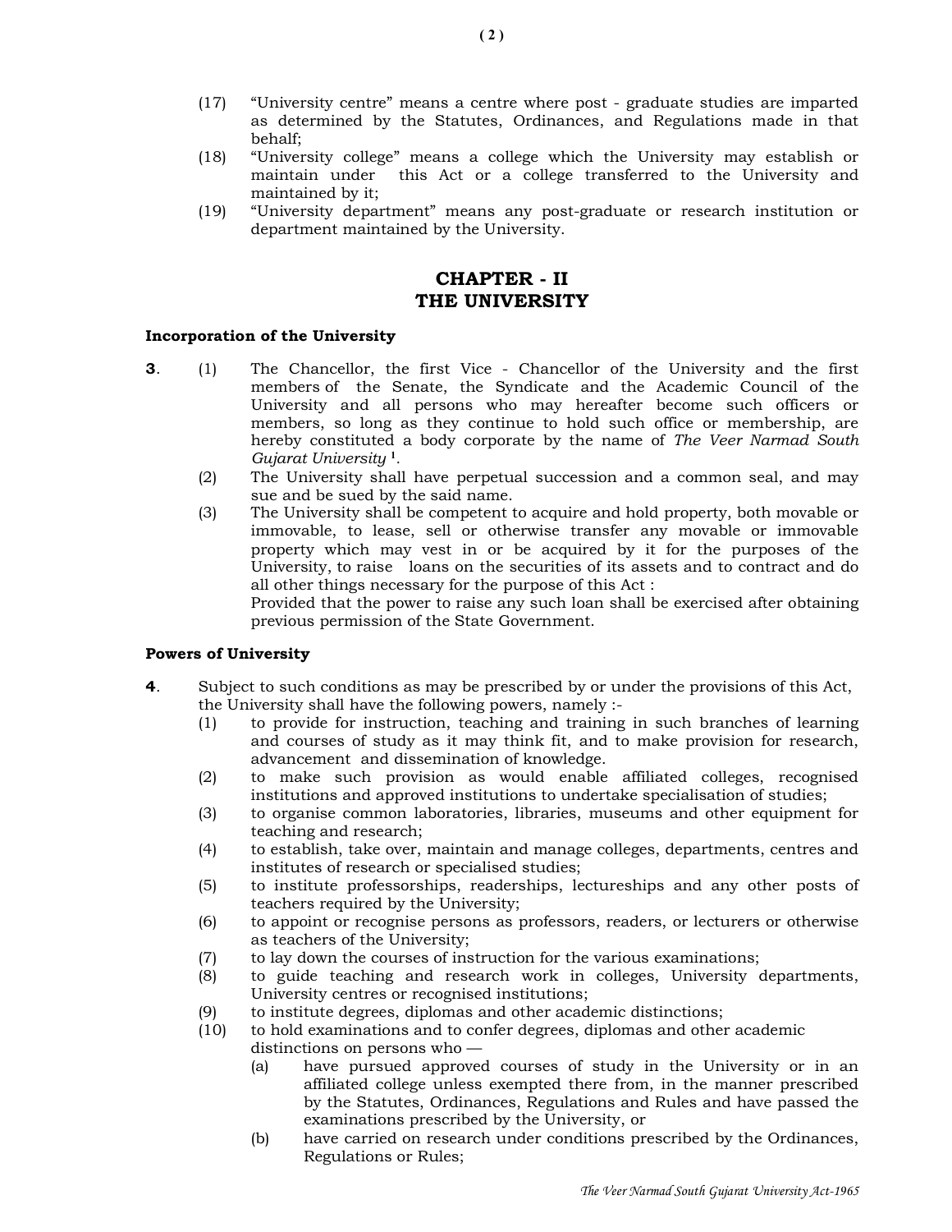(17) "University centre" means a centre where post - graduate studies are imparted as determined by the Statutes, Ordinances, and Regulations made in that behalf;

(18) "University college" means a college which the University may establish or maintain under this Act or a college transferred to the University and maintained by it;

(19) "University department" means any post-graduate or research institution or department maintained by the University.

## CHAPTER - II
## THE UNIVERSITY

### Incorporation of the University

**3**. (1) The Chancellor, the first Vice - Chancellor of the University and the first members of the Senate, the Syndicate and the Academic Council of the University and all persons who may hereafter become such officers or members, so long as they continue to hold such office or membership, are hereby constituted a body corporate by the name of *The Veer Narmad South Gujarat University* [1].

(2) The University shall have perpetual succession and a common seal, and may sue and be sued by the said name.

(3) The University shall be competent to acquire and hold property, both movable or immovable, to lease, sell or otherwise transfer any movable or immovable property which may vest in or be acquired by it for the purposes of the University, to raise loans on the securities of its assets and to contract and do all other things necessary for the purpose of this Act :

Provided that the power to raise any such loan shall be exercised after obtaining previous permission of the State Government.

### Powers of University

**4**. Subject to such conditions as may be prescribed by or under the provisions of this Act, the University shall have the following powers, namely :-

(1) to provide for instruction, teaching and training in such branches of learning and courses of study as it may think fit, and to make provision for research, advancement and dissemination of knowledge.

(2) to make such provision as would enable affiliated colleges, recognised institutions and approved institutions to undertake specialisation of studies;

(3) to organise common laboratories, libraries, museums and other equipment for teaching and research;

(4) to establish, take over, maintain and manage colleges, departments, centres and institutes of research or specialised studies;

(5) to institute professorships, readerships, lectureships and any other posts of teachers required by the University;

(6) to appoint or recognise persons as professors, readers, or lecturers or otherwise as teachers of the University;

(7) to lay down the courses of instruction for the various examinations;

(8) to guide teaching and research work in colleges, University departments, University centres or recognised institutions;

(9) to institute degrees, diplomas and other academic distinctions;

(10) to hold examinations and to confer degrees, diplomas and other academic distinctions on persons who —

(a) have pursued approved courses of study in the University or in an affiliated college unless exempted there from, in the manner prescribed by the Statutes, Ordinances, Regulations and Rules and have passed the examinations prescribed by the University, or

(b) have carried on research under conditions prescribed by the Ordinances, Regulations or Rules;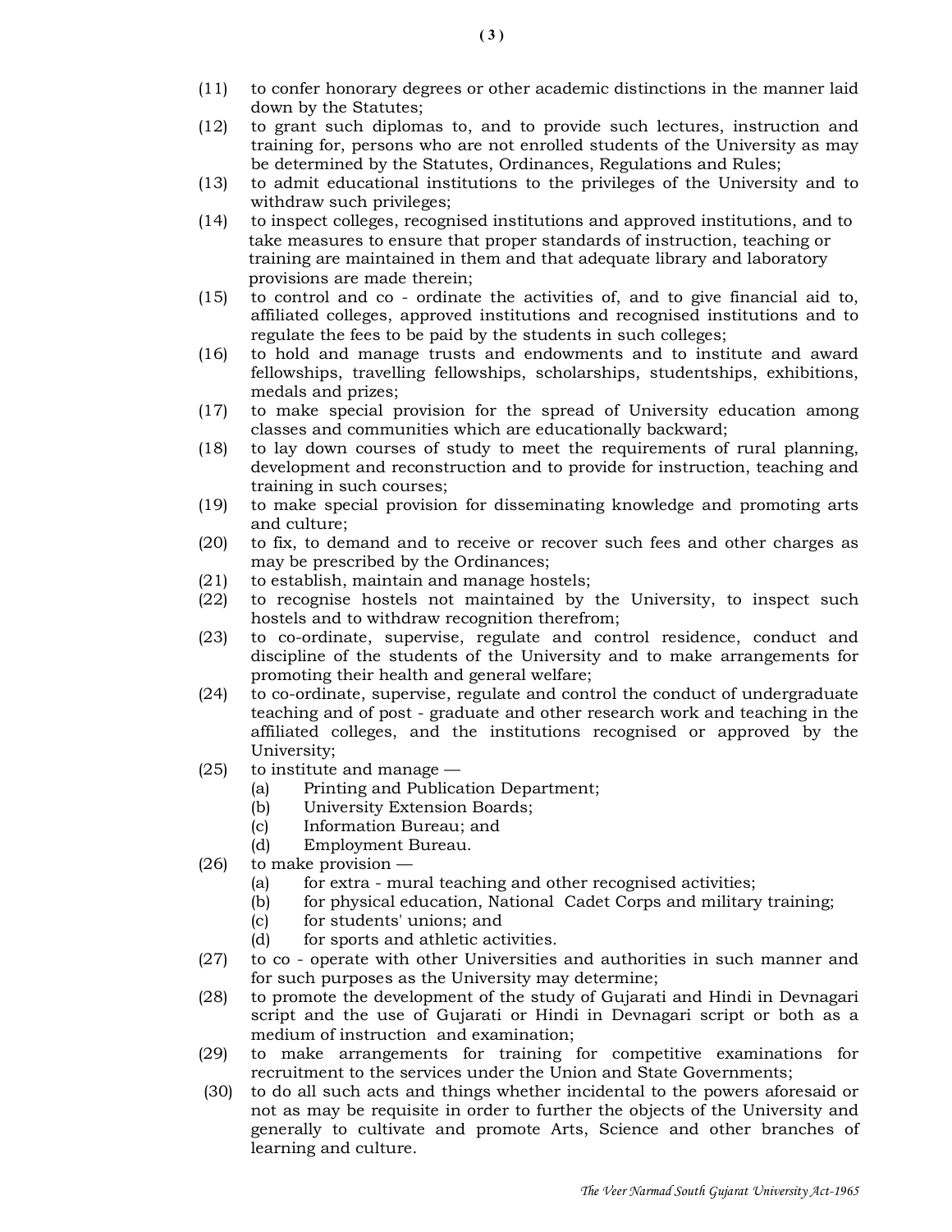(11) to confer honorary degrees or other academic distinctions in the manner laid down by the Statutes;

(12) to grant such diplomas to, and to provide such lectures, instruction and training for, persons who are not enrolled students of the University as may be determined by the Statutes, Ordinances, Regulations and Rules;

(13) to admit educational institutions to the privileges of the University and to withdraw such privileges;

(14) to inspect colleges, recognised institutions and approved institutions, and to take measures to ensure that proper standards of instruction, teaching or training are maintained in them and that adequate library and laboratory provisions are made therein;

(15) to control and co - ordinate the activities of, and to give financial aid to, affiliated colleges, approved institutions and recognised institutions and to regulate the fees to be paid by the students in such colleges;

(16) to hold and manage trusts and endowments and to institute and award fellowships, travelling fellowships, scholarships, studentships, exhibitions, medals and prizes;

(17) to make special provision for the spread of University education among classes and communities which are educationally backward;

(18) to lay down courses of study to meet the requirements of rural planning, development and reconstruction and to provide for instruction, teaching and training in such courses;

(19) to make special provision for disseminating knowledge and promoting arts and culture;

(20) to fix, to demand and to receive or recover such fees and other charges as may be prescribed by the Ordinances;

(21) to establish, maintain and manage hostels;

(22) to recognise hostels not maintained by the University, to inspect such hostels and to withdraw recognition therefrom;

(23) to co-ordinate, supervise, regulate and control residence, conduct and discipline of the students of the University and to make arrangements for promoting their health and general welfare;

(24) to co-ordinate, supervise, regulate and control the conduct of undergraduate teaching and of post - graduate and other research work and teaching in the affiliated colleges, and the institutions recognised or approved by the University;

(25) to institute and manage —
- (a) Printing and Publication Department;
- (b) University Extension Boards;
- (c) Information Bureau; and
- (d) Employment Bureau.

(26) to make provision —
- (a) for extra - mural teaching and other recognised activities;
- (b) for physical education, National Cadet Corps and military training;
- (c) for students' unions; and
- (d) for sports and athletic activities.

(27) to co - operate with other Universities and authorities in such manner and for such purposes as the University may determine;

(28) to promote the development of the study of Gujarati and Hindi in Devnagari script and the use of Gujarati or Hindi in Devnagari script or both as a medium of instruction and examination;

(29) to make arrangements for training for competitive examinations for recruitment to the services under the Union and State Governments;

(30) to do all such acts and things whether incidental to the powers aforesaid or not as may be requisite in order to further the objects of the University and generally to cultivate and promote Arts, Science and other branches of learning and culture.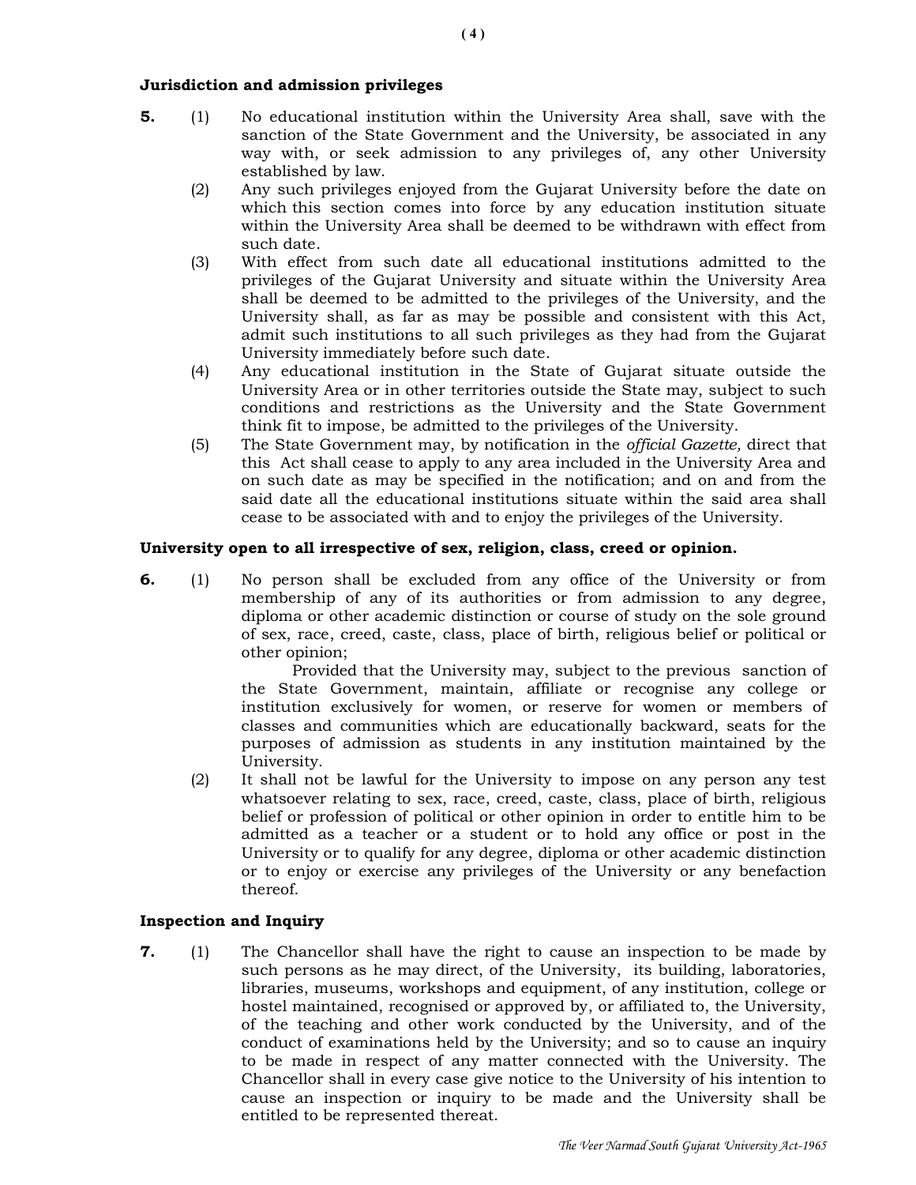**Jurisdiction and admission privileges**

**5.** (1) No educational institution within the University Area shall, save with the sanction of the State Government and the University, be associated in any way with, or seek admission to any privileges of, any other University established by law.

(2) Any such privileges enjoyed from the Gujarat University before the date on which this section comes into force by any education institution situate within the University Area shall be deemed to be withdrawn with effect from such date.

(3) With effect from such date all educational institutions admitted to the privileges of the Gujarat University and situate within the University Area shall be deemed to be admitted to the privileges of the University, and the University shall, as far as may be possible and consistent with this Act, admit such institutions to all such privileges as they had from the Gujarat University immediately before such date.

(4) Any educational institution in the State of Gujarat situate outside the University Area or in other territories outside the State may, subject to such conditions and restrictions as the University and the State Government think fit to impose, be admitted to the privileges of the University.

(5) The State Government may, by notification in the *official Gazette,* direct that this Act shall cease to apply to any area included in the University Area and on such date as may be specified in the notification; and on and from the said date all the educational institutions situate within the said area shall cease to be associated with and to enjoy the privileges of the University.

**University open to all irrespective of sex, religion, class, creed or opinion.**

**6.** (1) No person shall be excluded from any office of the University or from membership of any of its authorities or from admission to any degree, diploma or other academic distinction or course of study on the sole ground of sex, race, creed, caste, class, place of birth, religious belief or political or other opinion;

Provided that the University may, subject to the previous sanction of the State Government, maintain, affiliate or recognise any college or institution exclusively for women, or reserve for women or members of classes and communities which are educationally backward, seats for the purposes of admission as students in any institution maintained by the University.

(2) It shall not be lawful for the University to impose on any person any test whatsoever relating to sex, race, creed, caste, class, place of birth, religious belief or profession of political or other opinion in order to entitle him to be admitted as a teacher or a student or to hold any office or post in the University or to qualify for any degree, diploma or other academic distinction or to enjoy or exercise any privileges of the University or any benefaction thereof.

**Inspection and Inquiry**

**7.** (1) The Chancellor shall have the right to cause an inspection to be made by such persons as he may direct, of the University, its building, laboratories, libraries, museums, workshops and equipment, of any institution, college or hostel maintained, recognised or approved by, or affiliated to, the University, of the teaching and other work conducted by the University, and of the conduct of examinations held by the University; and so to cause an inquiry to be made in respect of any matter connected with the University. The Chancellor shall in every case give notice to the University of his intention to cause an inspection or inquiry to be made and the University shall be entitled to be represented thereat.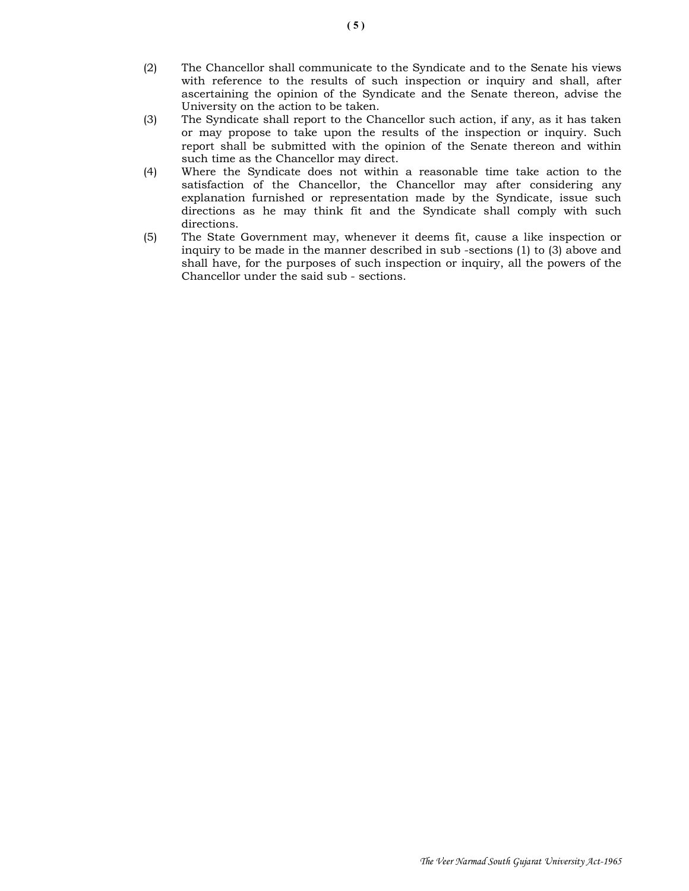(2) The Chancellor shall communicate to the Syndicate and to the Senate his views with reference to the results of such inspection or inquiry and shall, after ascertaining the opinion of the Syndicate and the Senate thereon, advise the University on the action to be taken.

(3) The Syndicate shall report to the Chancellor such action, if any, as it has taken or may propose to take upon the results of the inspection or inquiry. Such report shall be submitted with the opinion of the Senate thereon and within such time as the Chancellor may direct.

(4) Where the Syndicate does not within a reasonable time take action to the satisfaction of the Chancellor, the Chancellor may after considering any explanation furnished or representation made by the Syndicate, issue such directions as he may think fit and the Syndicate shall comply with such directions.

(5) The State Government may, whenever it deems fit, cause a like inspection or inquiry to be made in the manner described in sub -sections (1) to (3) above and shall have, for the purposes of such inspection or inquiry, all the powers of the Chancellor under the said sub - sections.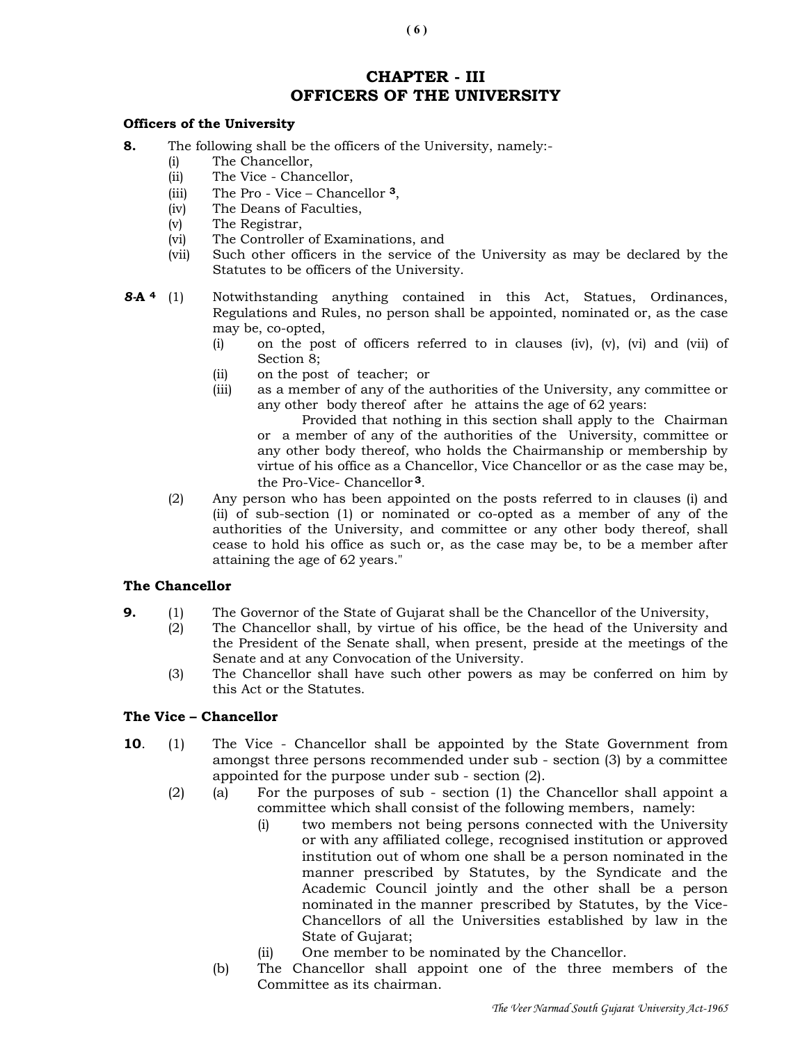# CHAPTER - III
# OFFICERS OF THE UNIVERSITY

**Officers of the University**

**8.** The following shall be the officers of the University, namely:-

- (i) The Chancellor,
- (ii) The Vice - Chancellor,
- (iii) The Pro - Vice – Chancellor [3],
- (iv) The Deans of Faculties,
- (v) The Registrar,
- (vi) The Controller of Examinations, and
- (vii) Such other officers in the service of the University as may be declared by the Statutes to be officers of the University.

***8*-A [4]** (1) Notwithstanding anything contained in this Act, Statues, Ordinances, Regulations and Rules, no person shall be appointed, nominated or, as the case may be, co-opted,

- (i) on the post of officers referred to in clauses (iv), (v), (vi) and (vii) of Section 8;
- (ii) on the post of teacher; or
- (iii) as a member of any of the authorities of the University, any committee or any other body thereof after he attains the age of 62 years:

Provided that nothing in this section shall apply to the Chairman or a member of any of the authorities of the University, committee or any other body thereof, who holds the Chairmanship or membership by virtue of his office as a Chancellor, Vice Chancellor or as the case may be, the Pro-Vice- Chancellor [3].

(2) Any person who has been appointed on the posts referred to in clauses (i) and (ii) of sub-section (1) or nominated or co-opted as a member of any of the authorities of the University, and committee or any other body thereof, shall cease to hold his office as such or, as the case may be, to be a member after attaining the age of 62 years."

**The Chancellor**

**9.** (1) The Governor of the State of Gujarat shall be the Chancellor of the University,

(2) The Chancellor shall, by virtue of his office, be the head of the University and the President of the Senate shall, when present, preside at the meetings of the Senate and at any Convocation of the University.

(3) The Chancellor shall have such other powers as may be conferred on him by this Act or the Statutes.

**The Vice – Chancellor**

**10**. (1) The Vice - Chancellor shall be appointed by the State Government from amongst three persons recommended under sub - section (3) by a committee appointed for the purpose under sub - section (2).

(2) (a) For the purposes of sub - section (1) the Chancellor shall appoint a committee which shall consist of the following members, namely:

- (i) two members not being persons connected with the University or with any affiliated college, recognised institution or approved institution out of whom one shall be a person nominated in the manner prescribed by Statutes, by the Syndicate and the Academic Council jointly and the other shall be a person nominated in the manner prescribed by Statutes, by the Vice-Chancellors of all the Universities established by law in the State of Gujarat;
- (ii) One member to be nominated by the Chancellor.

(b) The Chancellor shall appoint one of the three members of the Committee as its chairman.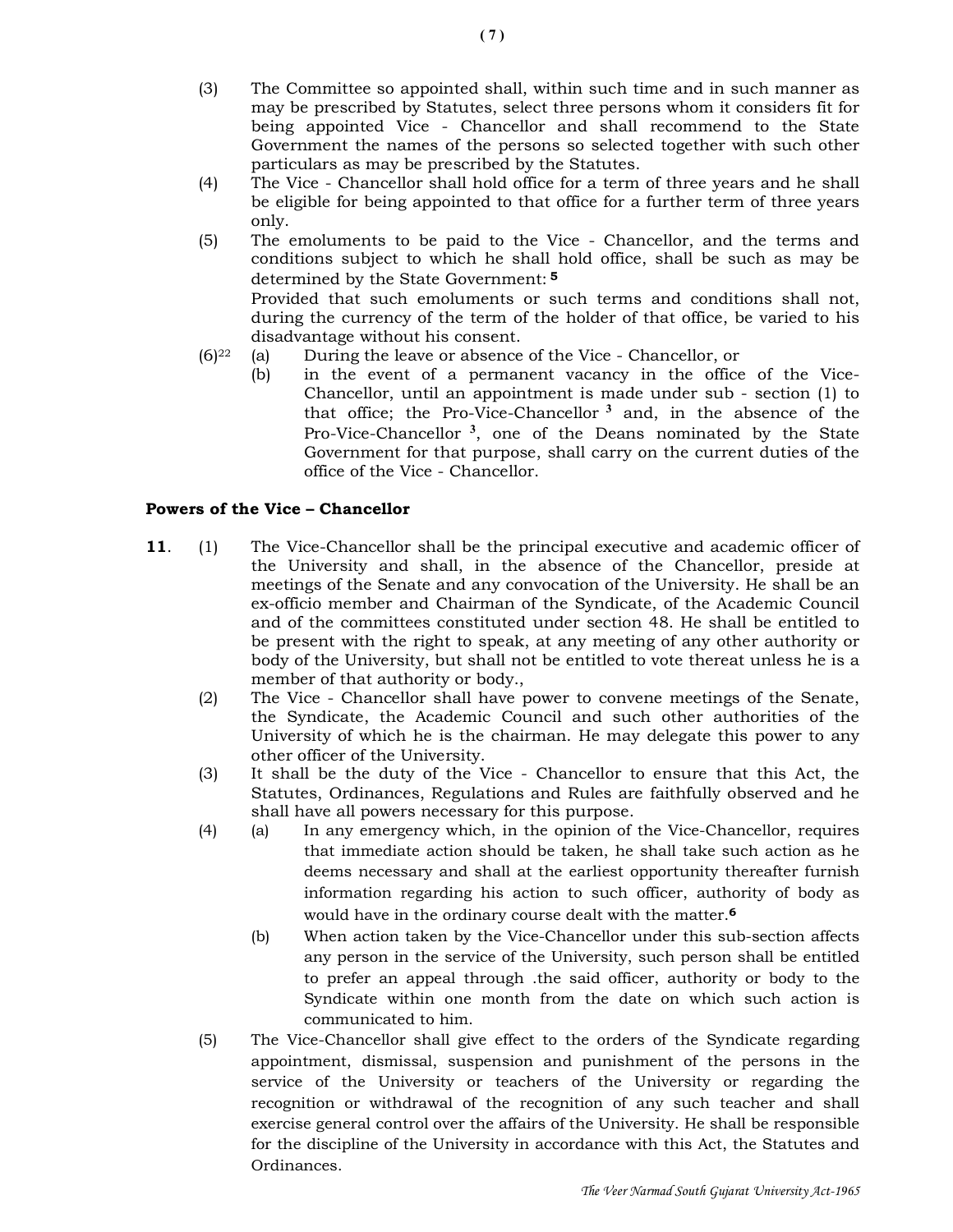(3) The Committee so appointed shall, within such time and in such manner as may be prescribed by Statutes, select three persons whom it considers fit for being appointed Vice - Chancellor and shall recommend to the State Government the names of the persons so selected together with such other particulars as may be prescribed by the Statutes.

(4) The Vice - Chancellor shall hold office for a term of three years and he shall be eligible for being appointed to that office for a further term of three years only.

(5) The emoluments to be paid to the Vice - Chancellor, and the terms and conditions subject to which he shall hold office, shall be such as may be determined by the State Government: [5]
Provided that such emoluments or such terms and conditions shall not, during the currency of the term of the holder of that office, be varied to his disadvantage without his consent.

(6)[22] (a) During the leave or absence of the Vice - Chancellor, or
(b) in the event of a permanent vacancy in the office of the Vice-Chancellor, until an appointment is made under sub - section (1) to that office; the Pro-Vice-Chancellor [3] and, in the absence of the Pro-Vice-Chancellor [3], one of the Deans nominated by the State Government for that purpose, shall carry on the current duties of the office of the Vice - Chancellor.

**Powers of the Vice – Chancellor**

**11**. (1) The Vice-Chancellor shall be the principal executive and academic officer of the University and shall, in the absence of the Chancellor, preside at meetings of the Senate and any convocation of the University. He shall be an ex-officio member and Chairman of the Syndicate, of the Academic Council and of the committees constituted under section 48. He shall be entitled to be present with the right to speak, at any meeting of any other authority or body of the University, but shall not be entitled to vote thereat unless he is a member of that authority or body.,

(2) The Vice - Chancellor shall have power to convene meetings of the Senate, the Syndicate, the Academic Council and such other authorities of the University of which he is the chairman. He may delegate this power to any other officer of the University.

(3) It shall be the duty of the Vice - Chancellor to ensure that this Act, the Statutes, Ordinances, Regulations and Rules are faithfully observed and he shall have all powers necessary for this purpose.

(4) (a) In any emergency which, in the opinion of the Vice-Chancellor, requires that immediate action should be taken, he shall take such action as he deems necessary and shall at the earliest opportunity thereafter furnish information regarding his action to such officer, authority of body as would have in the ordinary course dealt with the matter.[6]
(b) When action taken by the Vice-Chancellor under this sub-section affects any person in the service of the University, such person shall be entitled to prefer an appeal through .the said officer, authority or body to the Syndicate within one month from the date on which such action is communicated to him.

(5) The Vice-Chancellor shall give effect to the orders of the Syndicate regarding appointment, dismissal, suspension and punishment of the persons in the service of the University or teachers of the University or regarding the recognition or withdrawal of the recognition of any such teacher and shall exercise general control over the affairs of the University. He shall be responsible for the discipline of the University in accordance with this Act, the Statutes and Ordinances.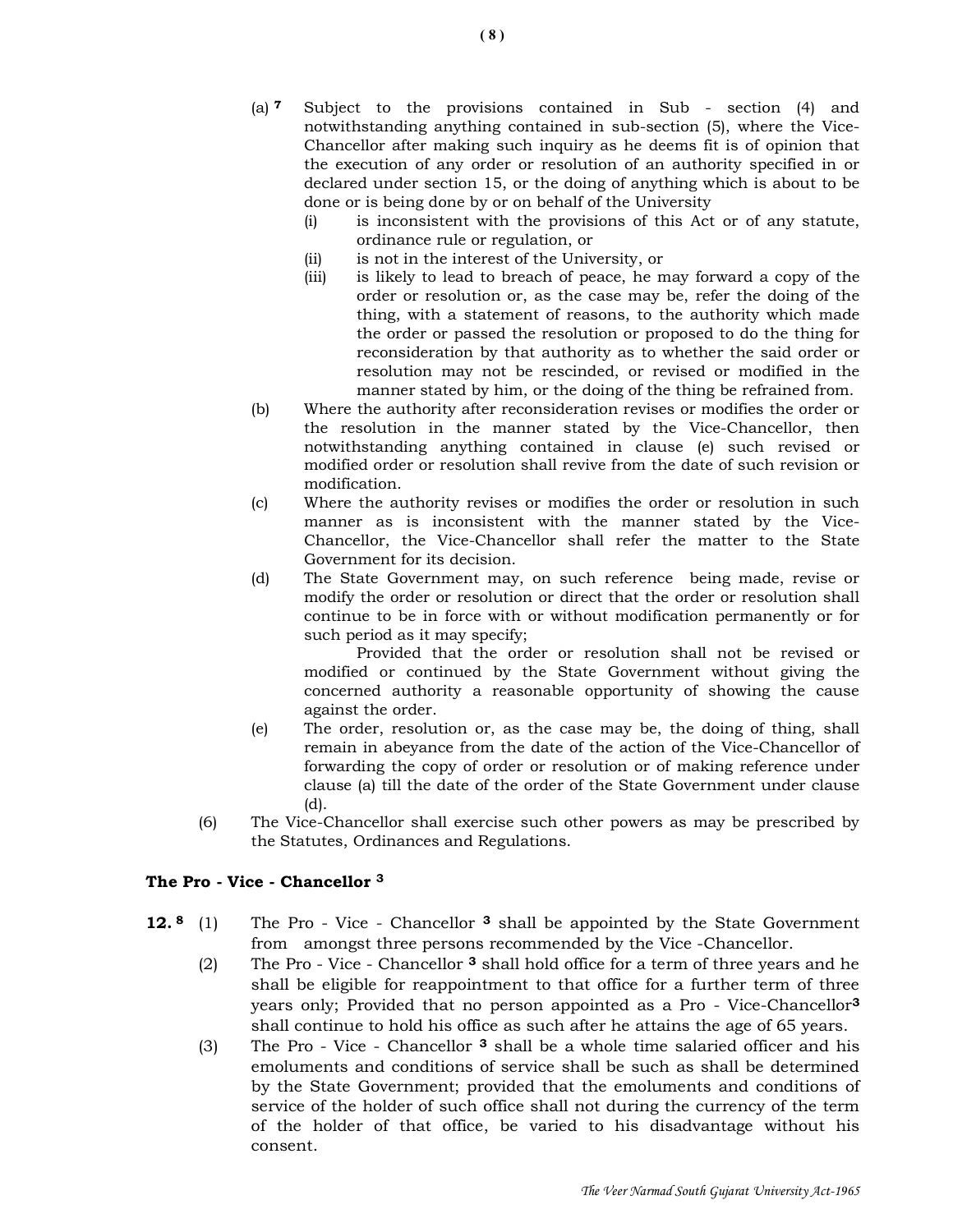(a) [7] Subject to the provisions contained in Sub - section (4) and notwithstanding anything contained in sub-section (5), where the Vice-Chancellor after making such inquiry as he deems fit is of opinion that the execution of any order or resolution of an authority specified in or declared under section 15, or the doing of anything which is about to be done or is being done by or on behalf of the University

(i) is inconsistent with the provisions of this Act or of any statute, ordinance rule or regulation, or

(ii) is not in the interest of the University, or

(iii) is likely to lead to breach of peace, he may forward a copy of the order or resolution or, as the case may be, refer the doing of the thing, with a statement of reasons, to the authority which made the order or passed the resolution or proposed to do the thing for reconsideration by that authority as to whether the said order or resolution may not be rescinded, or revised or modified in the manner stated by him, or the doing of the thing be refrained from.

(b) Where the authority after reconsideration revises or modifies the order or the resolution in the manner stated by the Vice-Chancellor, then notwithstanding anything contained in clause (e) such revised or modified order or resolution shall revive from the date of such revision or modification.

(c) Where the authority revises or modifies the order or resolution in such manner as is inconsistent with the manner stated by the Vice-Chancellor, the Vice-Chancellor shall refer the matter to the State Government for its decision.

(d) The State Government may, on such reference being made, revise or modify the order or resolution or direct that the order or resolution shall continue to be in force with or without modification permanently or for such period as it may specify;

Provided that the order or resolution shall not be revised or modified or continued by the State Government without giving the concerned authority a reasonable opportunity of showing the cause against the order.

(e) The order, resolution or, as the case may be, the doing of thing, shall remain in abeyance from the date of the action of the Vice-Chancellor of forwarding the copy of order or resolution or of making reference under clause (a) till the date of the order of the State Government under clause (d).

(6) The Vice-Chancellor shall exercise such other powers as may be prescribed by the Statutes, Ordinances and Regulations.

### The Pro - Vice - Chancellor [3]

**12.** [8] (1) The Pro - Vice - Chancellor [3] shall be appointed by the State Government from amongst three persons recommended by the Vice -Chancellor.

(2) The Pro - Vice - Chancellor [3] shall hold office for a term of three years and he shall be eligible for reappointment to that office for a further term of three years only; Provided that no person appointed as a Pro - Vice-Chancellor[3] shall continue to hold his office as such after he attains the age of 65 years.

(3) The Pro - Vice - Chancellor [3] shall be a whole time salaried officer and his emoluments and conditions of service shall be such as shall be determined by the State Government; provided that the emoluments and conditions of service of the holder of such office shall not during the currency of the term of the holder of that office, be varied to his disadvantage without his consent.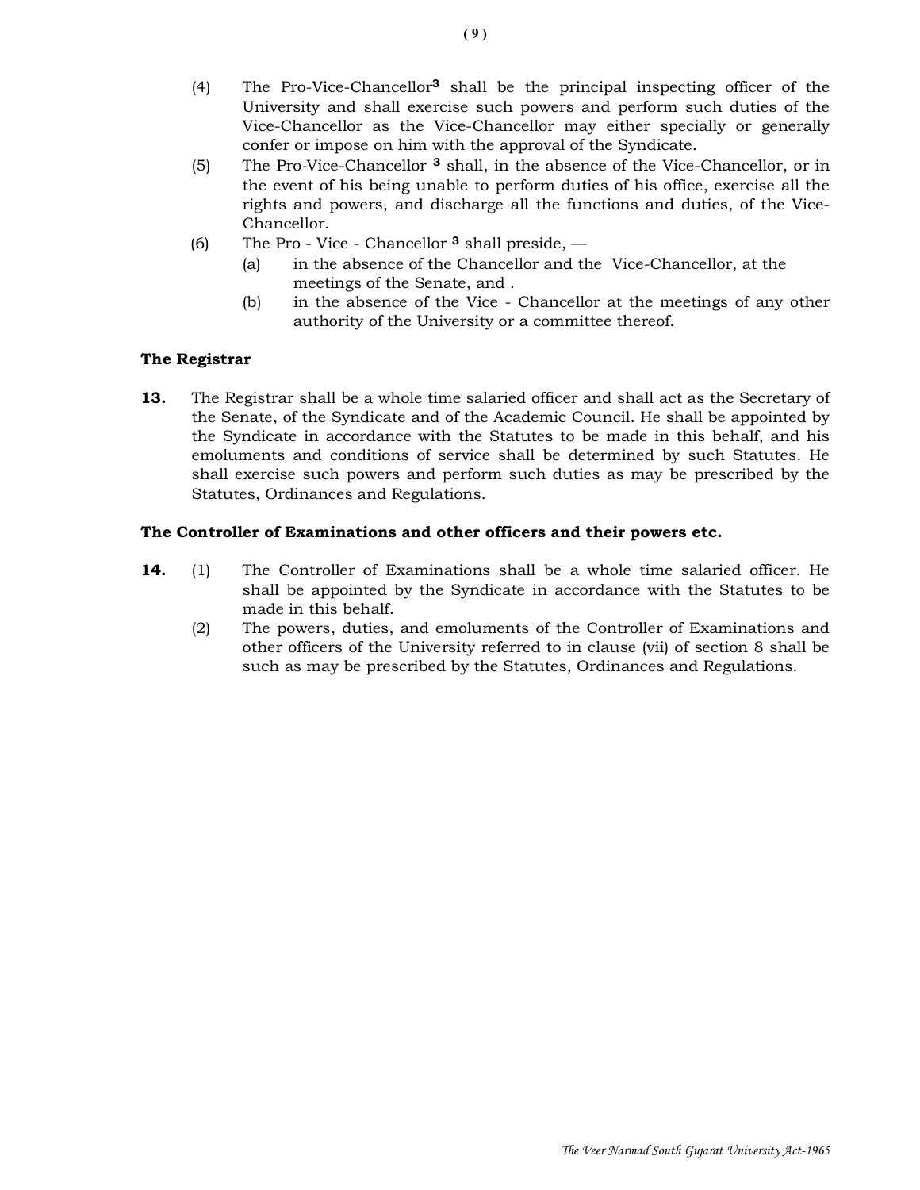(4) The Pro-Vice-Chancellor[3] shall be the principal inspecting officer of the University and shall exercise such powers and perform such duties of the Vice-Chancellor as the Vice-Chancellor may either specially or generally confer or impose on him with the approval of the Syndicate.

(5) The Pro-Vice-Chancellor [3] shall, in the absence of the Vice-Chancellor, or in the event of his being unable to perform duties of his office, exercise all the rights and powers, and discharge all the functions and duties, of the Vice-Chancellor.

(6) The Pro - Vice - Chancellor [3] shall preside, —

(a) in the absence of the Chancellor and the Vice-Chancellor, at the meetings of the Senate, and .

(b) in the absence of the Vice - Chancellor at the meetings of any other authority of the University or a committee thereof.

**The Registrar**

**13.** The Registrar shall be a whole time salaried officer and shall act as the Secretary of the Senate, of the Syndicate and of the Academic Council. He shall be appointed by the Syndicate in accordance with the Statutes to be made in this behalf, and his emoluments and conditions of service shall be determined by such Statutes. He shall exercise such powers and perform such duties as may be prescribed by the Statutes, Ordinances and Regulations.

**The Controller of Examinations and other officers and their powers etc.**

**14.** (1) The Controller of Examinations shall be a whole time salaried officer. He shall be appointed by the Syndicate in accordance with the Statutes to be made in this behalf.

(2) The powers, duties, and emoluments of the Controller of Examinations and other officers of the University referred to in clause (vii) of section 8 shall be such as may be prescribed by the Statutes, Ordinances and Regulations.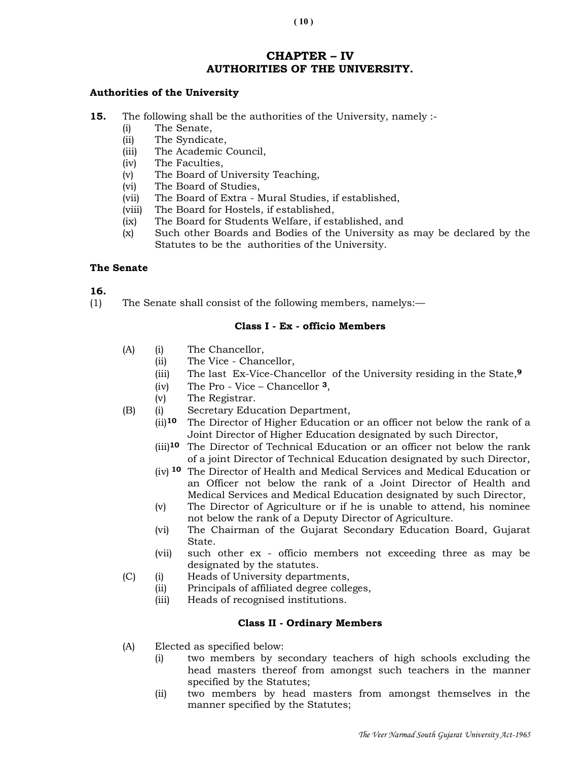## CHAPTER – IV
## AUTHORITIES OF THE UNIVERSITY.

**Authorities of the University**

**15.** The following shall be the authorities of the University, namely :-

- (i) The Senate,
- (ii) The Syndicate,
- (iii) The Academic Council,
- (iv) The Faculties,
- (v) The Board of University Teaching,
- (vi) The Board of Studies,
- (vii) The Board of Extra - Mural Studies, if established,
- (viii) The Board for Hostels, if established,
- (ix) The Board for Students Welfare, if established, and
- (x) Such other Boards and Bodies of the University as may be declared by the Statutes to be the authorities of the University.

**The Senate**

**16.**

(1) The Senate shall consist of the following members, namelys:—

**Class I - Ex - officio Members**

(A)
- (i) The Chancellor,
- (ii) The Vice - Chancellor,
- (iii) The last Ex-Vice-Chancellor of the University residing in the State,[9]
- (iv) The Pro - Vice – Chancellor [3],
- (v) The Registrar.

(B)
- (i) Secretary Education Department,
- (ii)[10] The Director of Higher Education or an officer not below the rank of a Joint Director of Higher Education designated by such Director,
- (iii)[10] The Director of Technical Education or an officer not below the rank of a joint Director of Technical Education designated by such Director,
- (iv)[10] The Director of Health and Medical Services and Medical Education or an Officer not below the rank of a Joint Director of Health and Medical Services and Medical Education designated by such Director,
- (v) The Director of Agriculture or if he is unable to attend, his nominee not below the rank of a Deputy Director of Agriculture.
- (vi) The Chairman of the Gujarat Secondary Education Board, Gujarat State.
- (vii) such other ex - officio members not exceeding three as may be designated by the statutes.

(C)
- (i) Heads of University departments,
- (ii) Principals of affiliated degree colleges,
- (iii) Heads of recognised institutions.

**Class II - Ordinary Members**

(A) Elected as specified below:
- (i) two members by secondary teachers of high schools excluding the head masters thereof from amongst such teachers in the manner specified by the Statutes;
- (ii) two members by head masters from amongst themselves in the manner specified by the Statutes;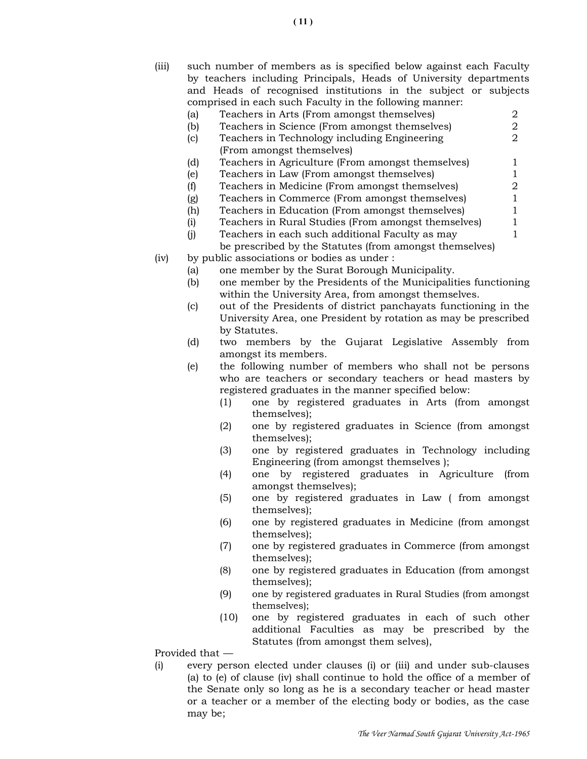(iii) such number of members as is specified below against each Faculty by teachers including Principals, Heads of University departments and Heads of recognised institutions in the subject or subjects comprised in each such Faculty in the following manner:

| | | |
|---|---|---|
| (a) | Teachers in Arts (From amongst themselves) | 2 |
| (b) | Teachers in Science (From amongst themselves) | 2 |
| (c) | Teachers in Technology including Engineering (From amongst themselves) | 2 |
| (d) | Teachers in Agriculture (From amongst themselves) | 1 |
| (e) | Teachers in Law (From amongst themselves) | 1 |
| (f) | Teachers in Medicine (From amongst themselves) | 2 |
| (g) | Teachers in Commerce (From amongst themselves) | 1 |
| (h) | Teachers in Education (From amongst themselves) | 1 |
| (i) | Teachers in Rural Studies (From amongst themselves) | 1 |
| (j) | Teachers in each such additional Faculty as may be prescribed by the Statutes (from amongst themselves) | 1 |

(iv) by public associations or bodies as under :

- (a) one member by the Surat Borough Municipality.
- (b) one member by the Presidents of the Municipalities functioning within the University Area, from amongst themselves.
- (c) out of the Presidents of district panchayats functioning in the University Area, one President by rotation as may be prescribed by Statutes.
- (d) two members by the Gujarat Legislative Assembly from amongst its members.
- (e) the following number of members who shall not be persons who are teachers or secondary teachers or head masters by registered graduates in the manner specified below:
  - (1) one by registered graduates in Arts (from amongst themselves);
  - (2) one by registered graduates in Science (from amongst themselves);
  - (3) one by registered graduates in Technology including Engineering (from amongst themselves );
  - (4) one by registered graduates in Agriculture (from amongst themselves);
  - (5) one by registered graduates in Law ( from amongst themselves);
  - (6) one by registered graduates in Medicine (from amongst themselves);
  - (7) one by registered graduates in Commerce (from amongst themselves);
  - (8) one by registered graduates in Education (from amongst themselves);
  - (9) one by registered graduates in Rural Studies (from amongst themselves);
  - (10) one by registered graduates in each of such other additional Faculties as may be prescribed by the Statutes (from amongst them selves),

Provided that —

(i) every person elected under clauses (i) or (iii) and under sub-clauses (a) to (e) of clause (iv) shall continue to hold the office of a member of the Senate only so long as he is a secondary teacher or head master or a teacher or a member of the electing body or bodies, as the case may be;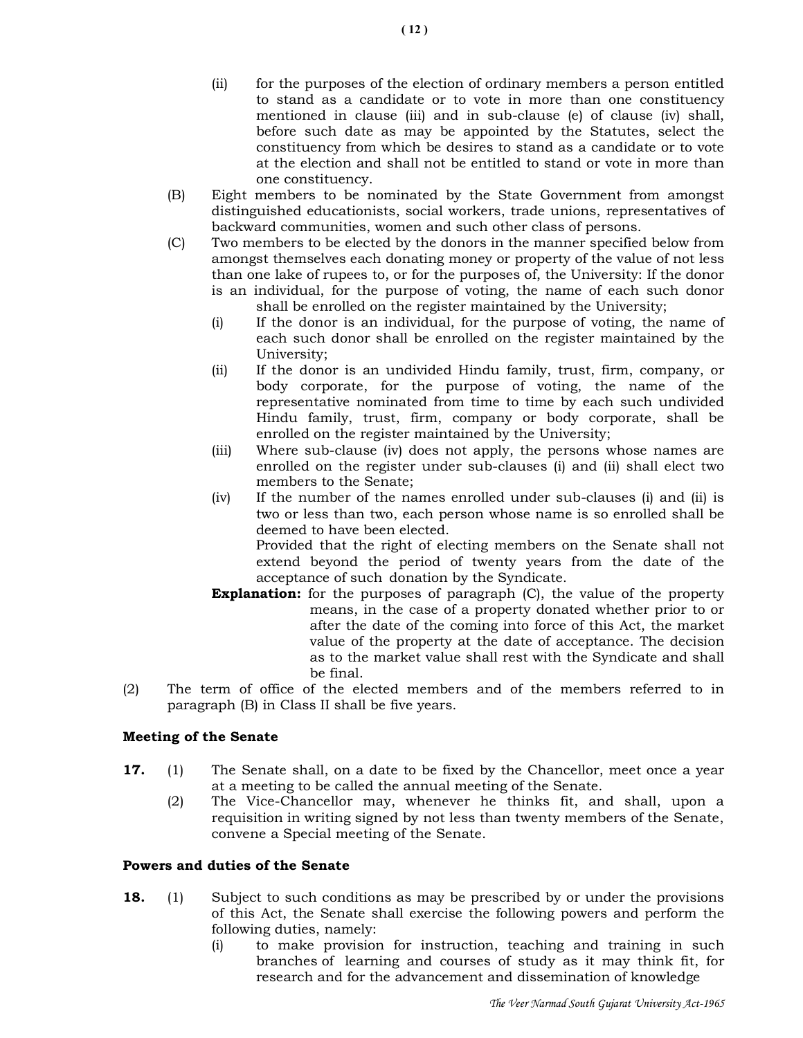(ii) for the purposes of the election of ordinary members a person entitled to stand as a candidate or to vote in more than one constituency mentioned in clause (iii) and in sub-clause (e) of clause (iv) shall, before such date as may be appointed by the Statutes, select the constituency from which be desires to stand as a candidate or to vote at the election and shall not be entitled to stand or vote in more than one constituency.

(B) Eight members to be nominated by the State Government from amongst distinguished educationists, social workers, trade unions, representatives of backward communities, women and such other class of persons.

(C) Two members to be elected by the donors in the manner specified below from amongst themselves each donating money or property of the value of not less than one lake of rupees to, or for the purposes of, the University: If the donor is an individual, for the purpose of voting, the name of each such donor shall be enrolled on the register maintained by the University;

(i) If the donor is an individual, for the purpose of voting, the name of each such donor shall be enrolled on the register maintained by the University;

(ii) If the donor is an undivided Hindu family, trust, firm, company, or body corporate, for the purpose of voting, the name of the representative nominated from time to time by each such undivided Hindu family, trust, firm, company or body corporate, shall be enrolled on the register maintained by the University;

(iii) Where sub-clause (iv) does not apply, the persons whose names are enrolled on the register under sub-clauses (i) and (ii) shall elect two members to the Senate;

(iv) If the number of the names enrolled under sub-clauses (i) and (ii) is two or less than two, each person whose name is so enrolled shall be deemed to have been elected.

Provided that the right of electing members on the Senate shall not extend beyond the period of twenty years from the date of the acceptance of such donation by the Syndicate.

**Explanation:** for the purposes of paragraph (C), the value of the property means, in the case of a property donated whether prior to or after the date of the coming into force of this Act, the market value of the property at the date of acceptance. The decision as to the market value shall rest with the Syndicate and shall be final.

(2) The term of office of the elected members and of the members referred to in paragraph (B) in Class II shall be five years.

### Meeting of the Senate

**17.** (1) The Senate shall, on a date to be fixed by the Chancellor, meet once a year at a meeting to be called the annual meeting of the Senate.

(2) The Vice-Chancellor may, whenever he thinks fit, and shall, upon a requisition in writing signed by not less than twenty members of the Senate, convene a Special meeting of the Senate.

### Powers and duties of the Senate

**18.** (1) Subject to such conditions as may be prescribed by or under the provisions of this Act, the Senate shall exercise the following powers and perform the following duties, namely:

(i) to make provision for instruction, teaching and training in such branches of learning and courses of study as it may think fit, for research and for the advancement and dissemination of knowledge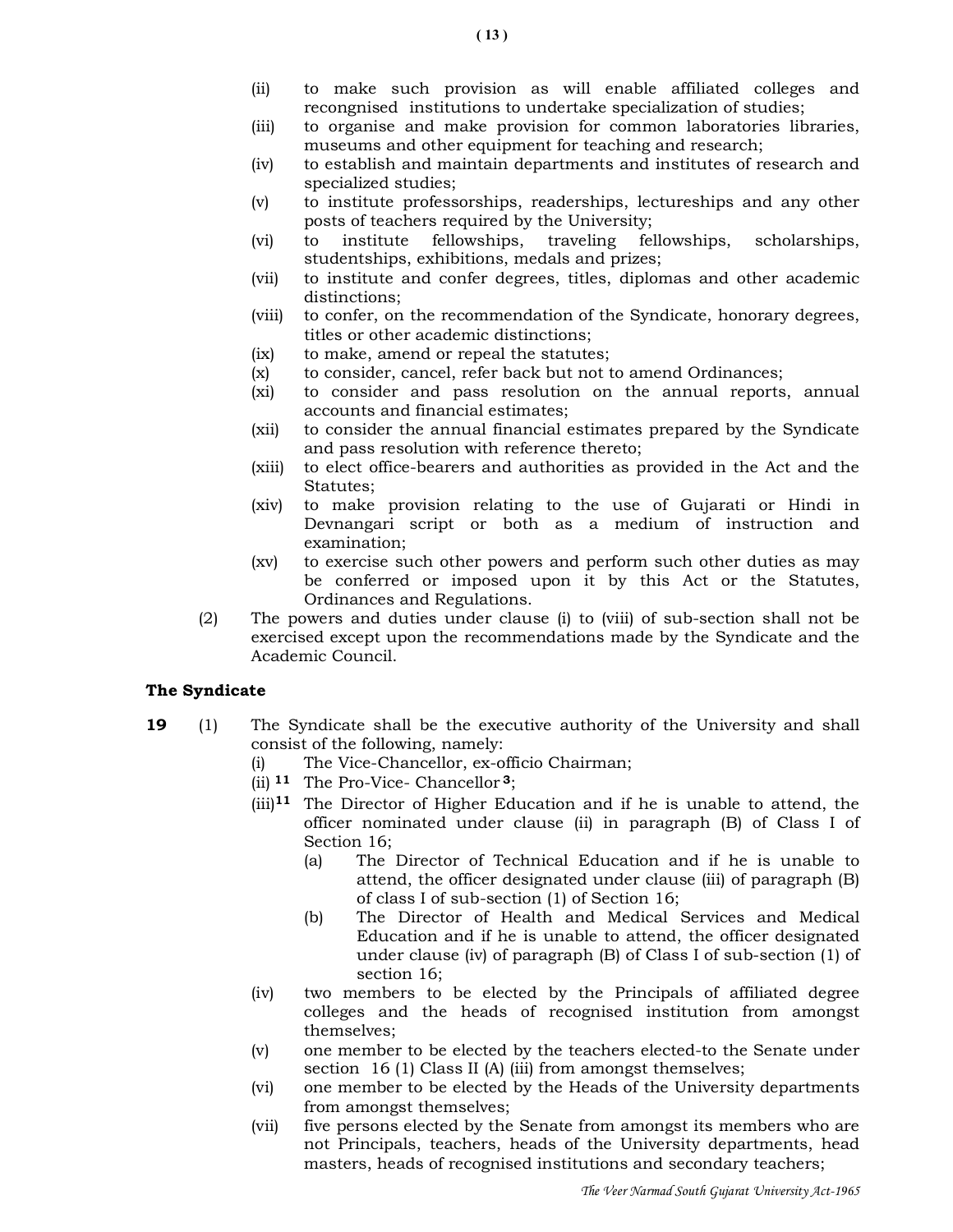(ii) to make such provision as will enable affiliated colleges and recongnised institutions to undertake specialization of studies;

(iii) to organise and make provision for common laboratories libraries, museums and other equipment for teaching and research;

(iv) to establish and maintain departments and institutes of research and specialized studies;

(v) to institute professorships, readerships, lectureships and any other posts of teachers required by the University;

(vi) to institute fellowships, traveling fellowships, scholarships, studentships, exhibitions, medals and prizes;

(vii) to institute and confer degrees, titles, diplomas and other academic distinctions;

(viii) to confer, on the recommendation of the Syndicate, honorary degrees, titles or other academic distinctions;

(ix) to make, amend or repeal the statutes;

(x) to consider, cancel, refer back but not to amend Ordinances;

(xi) to consider and pass resolution on the annual reports, annual accounts and financial estimates;

(xii) to consider the annual financial estimates prepared by the Syndicate and pass resolution with reference thereto;

(xiii) to elect office-bearers and authorities as provided in the Act and the Statutes;

(xiv) to make provision relating to the use of Gujarati or Hindi in Devnangari script or both as a medium of instruction and examination;

(xv) to exercise such other powers and perform such other duties as may be conferred or imposed upon it by this Act or the Statutes, Ordinances and Regulations.

(2) The powers and duties under clause (i) to (viii) of sub-section shall not be exercised except upon the recommendations made by the Syndicate and the Academic Council.

**The Syndicate**

**19** (1) The Syndicate shall be the executive authority of the University and shall consist of the following, namely:

(i) The Vice-Chancellor, ex-officio Chairman;

(ii) [11] The Pro-Vice- Chancellor [3];

(iii)[11] The Director of Higher Education and if he is unable to attend, the officer nominated under clause (ii) in paragraph (B) of Class I of Section 16;

(a) The Director of Technical Education and if he is unable to attend, the officer designated under clause (iii) of paragraph (B) of class I of sub-section (1) of Section 16;

(b) The Director of Health and Medical Services and Medical Education and if he is unable to attend, the officer designated under clause (iv) of paragraph (B) of Class I of sub-section (1) of section 16;

(iv) two members to be elected by the Principals of affiliated degree colleges and the heads of recognised institution from amongst themselves;

(v) one member to be elected by the teachers elected-to the Senate under section 16 (1) Class II (A) (iii) from amongst themselves;

(vi) one member to be elected by the Heads of the University departments from amongst themselves;

(vii) five persons elected by the Senate from amongst its members who are not Principals, teachers, heads of the University departments, head masters, heads of recognised institutions and secondary teachers;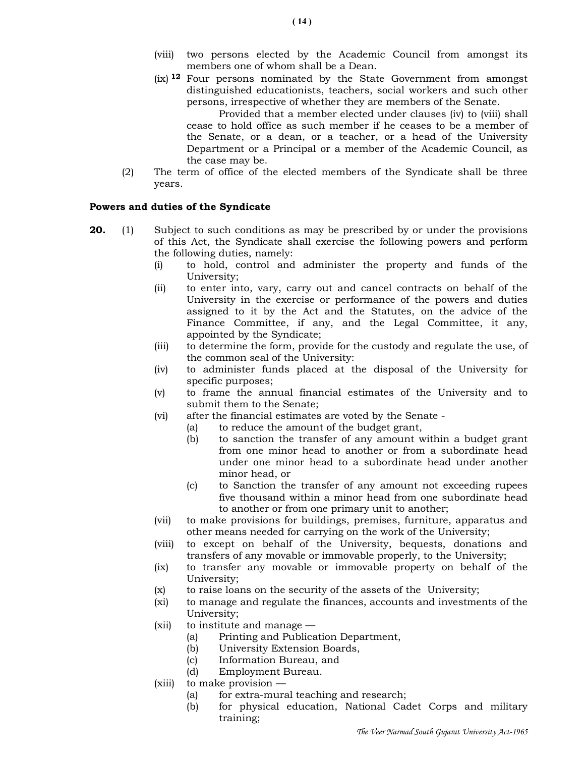(viii) two persons elected by the Academic Council from amongst its members one of whom shall be a Dean.

(ix) [12] Four persons nominated by the State Government from amongst distinguished educationists, teachers, social workers and such other persons, irrespective of whether they are members of the Senate.

Provided that a member elected under clauses (iv) to (viii) shall cease to hold office as such member if he ceases to be a member of the Senate, or a dean, or a teacher, or a head of the University Department or a Principal or a member of the Academic Council, as the case may be.

(2) The term of office of the elected members of the Syndicate shall be three years.

**Powers and duties of the Syndicate**

**20.** (1) Subject to such conditions as may be prescribed by or under the provisions of this Act, the Syndicate shall exercise the following powers and perform the following duties, namely:

(i) to hold, control and administer the property and funds of the University;

(ii) to enter into, vary, carry out and cancel contracts on behalf of the University in the exercise or performance of the powers and duties assigned to it by the Act and the Statutes, on the advice of the Finance Committee, if any, and the Legal Committee, it any, appointed by the Syndicate;

(iii) to determine the form, provide for the custody and regulate the use, of the common seal of the University:

(iv) to administer funds placed at the disposal of the University for specific purposes;

(v) to frame the annual financial estimates of the University and to submit them to the Senate;

(vi) after the financial estimates are voted by the Senate -

(a) to reduce the amount of the budget grant,

(b) to sanction the transfer of any amount within a budget grant from one minor head to another or from a subordinate head under one minor head to a subordinate head under another minor head, or

(c) to Sanction the transfer of any amount not exceeding rupees five thousand within a minor head from one subordinate head to another or from one primary unit to another;

(vii) to make provisions for buildings, premises, furniture, apparatus and other means needed for carrying on the work of the University;

(viii) to except on behalf of the University, bequests, donations and transfers of any movable or immovable properly, to the University;

(ix) to transfer any movable or immovable property on behalf of the University;

(x) to raise loans on the security of the assets of the University;

(xi) to manage and regulate the finances, accounts and investments of the University;

(xii) to institute and manage —

(a) Printing and Publication Department,

(b) University Extension Boards,

(c) Information Bureau, and

(d) Employment Bureau.

(xiii) to make provision —

(a) for extra-mural teaching and research;

(b) for physical education, National Cadet Corps and military training;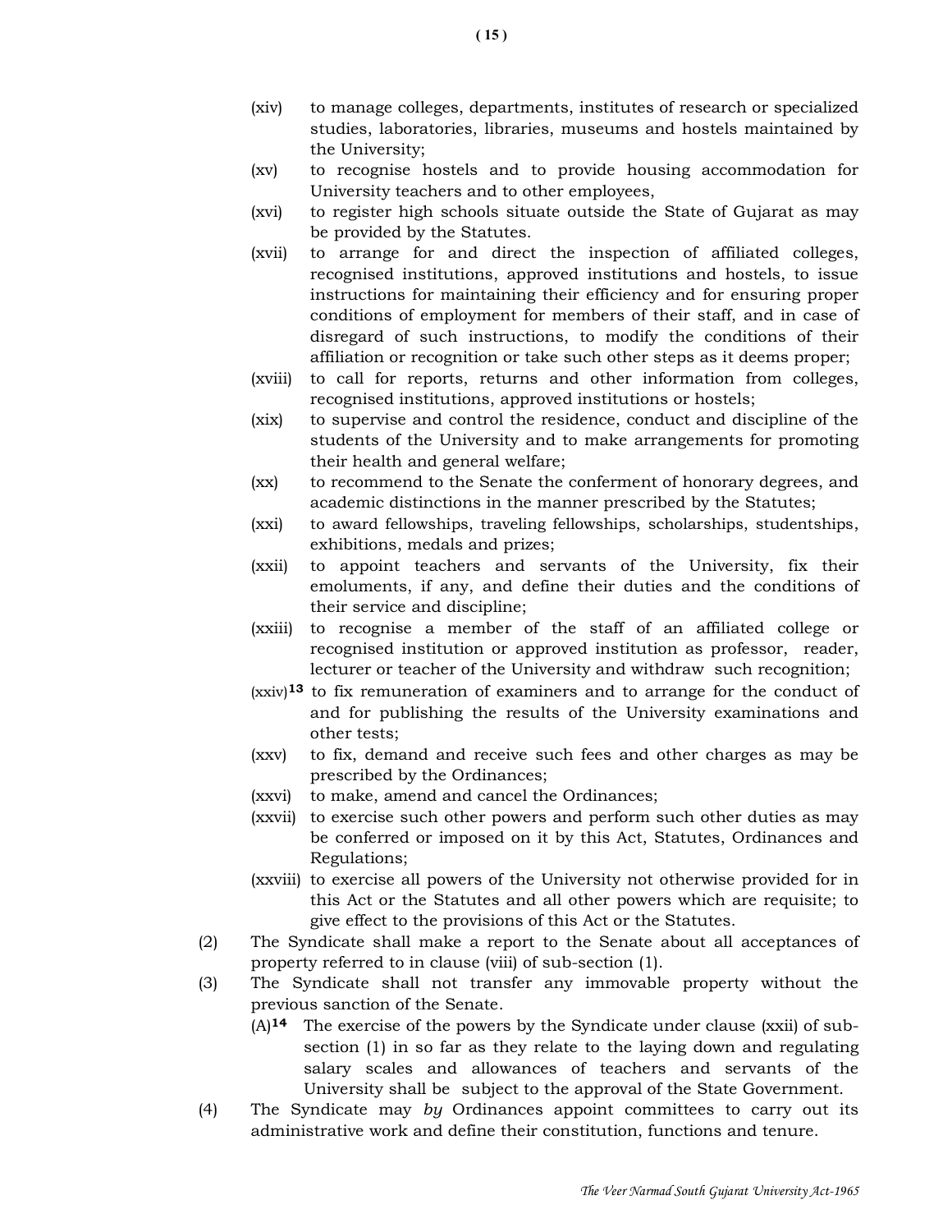(xiv) to manage colleges, departments, institutes of research or specialized studies, laboratories, libraries, museums and hostels maintained by the University;

(xv) to recognise hostels and to provide housing accommodation for University teachers and to other employees,

(xvi) to register high schools situate outside the State of Gujarat as may be provided by the Statutes.

(xvii) to arrange for and direct the inspection of affiliated colleges, recognised institutions, approved institutions and hostels, to issue instructions for maintaining their efficiency and for ensuring proper conditions of employment for members of their staff, and in case of disregard of such instructions, to modify the conditions of their affiliation or recognition or take such other steps as it deems proper;

(xviii) to call for reports, returns and other information from colleges, recognised institutions, approved institutions or hostels;

(xix) to supervise and control the residence, conduct and discipline of the students of the University and to make arrangements for promoting their health and general welfare;

(xx) to recommend to the Senate the conferment of honorary degrees, and academic distinctions in the manner prescribed by the Statutes;

(xxi) to award fellowships, traveling fellowships, scholarships, studentships, exhibitions, medals and prizes;

(xxii) to appoint teachers and servants of the University, fix their emoluments, if any, and define their duties and the conditions of their service and discipline;

(xxiii) to recognise a member of the staff of an affiliated college or recognised institution or approved institution as professor, reader, lecturer or teacher of the University and withdraw such recognition;

(xxiv)[13] to fix remuneration of examiners and to arrange for the conduct of and for publishing the results of the University examinations and other tests;

(xxv) to fix, demand and receive such fees and other charges as may be prescribed by the Ordinances;

(xxvi) to make, amend and cancel the Ordinances;

(xxvii) to exercise such other powers and perform such other duties as may be conferred or imposed on it by this Act, Statutes, Ordinances and Regulations;

(xxviii) to exercise all powers of the University not otherwise provided for in this Act or the Statutes and all other powers which are requisite; to give effect to the provisions of this Act or the Statutes.

(2) The Syndicate shall make a report to the Senate about all acceptances of property referred to in clause (viii) of sub-section (1).

(3) The Syndicate shall not transfer any immovable property without the previous sanction of the Senate.

(A)[14] The exercise of the powers by the Syndicate under clause (xxii) of sub-section (1) in so far as they relate to the laying down and regulating salary scales and allowances of teachers and servants of the University shall be subject to the approval of the State Government.

(4) The Syndicate may *by* Ordinances appoint committees to carry out its administrative work and define their constitution, functions and tenure.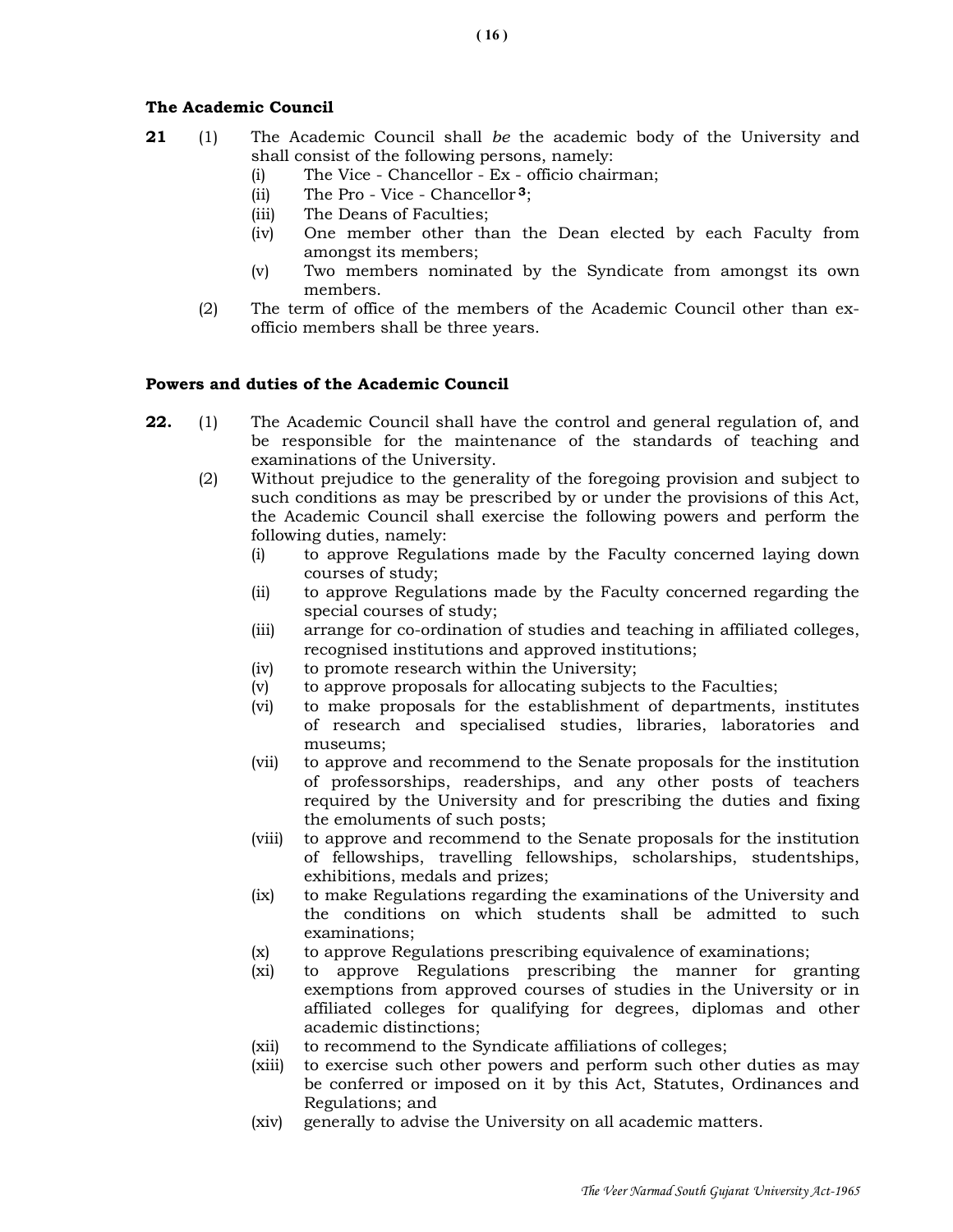**The Academic Council**

**21** (1) The Academic Council shall *be* the academic body of the University and shall consist of the following persons, namely:

- (i) The Vice - Chancellor - Ex - officio chairman;
- (ii) The Pro - Vice - Chancellor [3];
- (iii) The Deans of Faculties;
- (iv) One member other than the Dean elected by each Faculty from amongst its members;
- (v) Two members nominated by the Syndicate from amongst its own members.

(2) The term of office of the members of the Academic Council other than ex-officio members shall be three years.

**Powers and duties of the Academic Council**

**22.** (1) The Academic Council shall have the control and general regulation of, and be responsible for the maintenance of the standards of teaching and examinations of the University.

(2) Without prejudice to the generality of the foregoing provision and subject to such conditions as may be prescribed by or under the provisions of this Act, the Academic Council shall exercise the following powers and perform the following duties, namely:

- (i) to approve Regulations made by the Faculty concerned laying down courses of study;
- (ii) to approve Regulations made by the Faculty concerned regarding the special courses of study;
- (iii) arrange for co-ordination of studies and teaching in affiliated colleges, recognised institutions and approved institutions;
- (iv) to promote research within the University;
- (v) to approve proposals for allocating subjects to the Faculties;
- (vi) to make proposals for the establishment of departments, institutes of research and specialised studies, libraries, laboratories and museums;
- (vii) to approve and recommend to the Senate proposals for the institution of professorships, readerships, and any other posts of teachers required by the University and for prescribing the duties and fixing the emoluments of such posts;
- (viii) to approve and recommend to the Senate proposals for the institution of fellowships, travelling fellowships, scholarships, studentships, exhibitions, medals and prizes;
- (ix) to make Regulations regarding the examinations of the University and the conditions on which students shall be admitted to such examinations;
- (x) to approve Regulations prescribing equivalence of examinations;
- (xi) to approve Regulations prescribing the manner for granting exemptions from approved courses of studies in the University or in affiliated colleges for qualifying for degrees, diplomas and other academic distinctions;
- (xii) to recommend to the Syndicate affiliations of colleges;
- (xiii) to exercise such other powers and perform such other duties as may be conferred or imposed on it by this Act, Statutes, Ordinances and Regulations; and
- (xiv) generally to advise the University on all academic matters.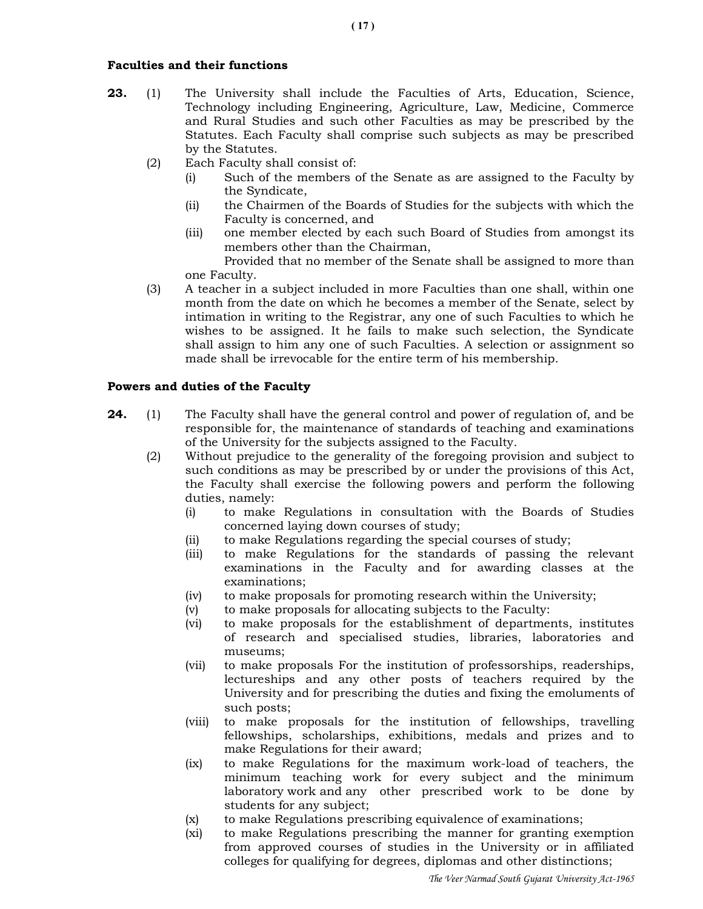### Faculties and their functions

**23.** (1) The University shall include the Faculties of Arts, Education, Science, Technology including Engineering, Agriculture, Law, Medicine, Commerce and Rural Studies and such other Faculties as may be prescribed by the Statutes. Each Faculty shall comprise such subjects as may be prescribed by the Statutes.

(2) Each Faculty shall consist of:

(i) Such of the members of the Senate as are assigned to the Faculty by the Syndicate,

(ii) the Chairmen of the Boards of Studies for the subjects with which the Faculty is concerned, and

(iii) one member elected by each such Board of Studies from amongst its members other than the Chairman,

Provided that no member of the Senate shall be assigned to more than one Faculty.

(3) A teacher in a subject included in more Faculties than one shall, within one month from the date on which he becomes a member of the Senate, select by intimation in writing to the Registrar, any one of such Faculties to which he wishes to be assigned. It he fails to make such selection, the Syndicate shall assign to him any one of such Faculties. A selection or assignment so made shall be irrevocable for the entire term of his membership.

### Powers and duties of the Faculty

**24.** (1) The Faculty shall have the general control and power of regulation of, and be responsible for, the maintenance of standards of teaching and examinations of the University for the subjects assigned to the Faculty.

(2) Without prejudice to the generality of the foregoing provision and subject to such conditions as may be prescribed by or under the provisions of this Act, the Faculty shall exercise the following powers and perform the following duties, namely:

(i) to make Regulations in consultation with the Boards of Studies concerned laying down courses of study;

(ii) to make Regulations regarding the special courses of study;

(iii) to make Regulations for the standards of passing the relevant examinations in the Faculty and for awarding classes at the examinations;

(iv) to make proposals for promoting research within the University;

(v) to make proposals for allocating subjects to the Faculty:

(vi) to make proposals for the establishment of departments, institutes of research and specialised studies, libraries, laboratories and museums;

(vii) to make proposals For the institution of professorships, readerships, lectureships and any other posts of teachers required by the University and for prescribing the duties and fixing the emoluments of such posts;

(viii) to make proposals for the institution of fellowships, travelling fellowships, scholarships, exhibitions, medals and prizes and to make Regulations for their award;

(ix) to make Regulations for the maximum work-load of teachers, the minimum teaching work for every subject and the minimum laboratory work and any other prescribed work to be done by students for any subject;

(x) to make Regulations prescribing equivalence of examinations;

(xi) to make Regulations prescribing the manner for granting exemption from approved courses of studies in the University or in affiliated colleges for qualifying for degrees, diplomas and other distinctions;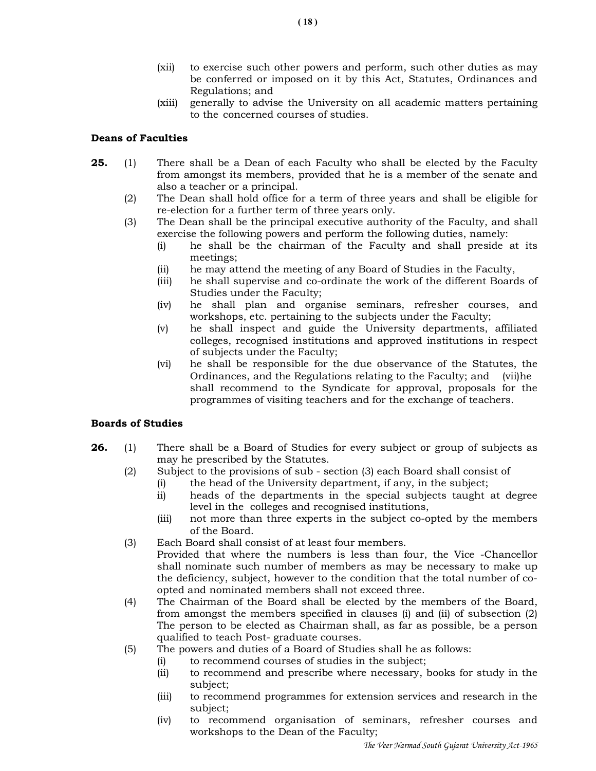(xii) to exercise such other powers and perform, such other duties as may be conferred or imposed on it by this Act, Statutes, Ordinances and Regulations; and

(xiii) generally to advise the University on all academic matters pertaining to the concerned courses of studies.

**Deans of Faculties**

**25.** (1) There shall be a Dean of each Faculty who shall be elected by the Faculty from amongst its members, provided that he is a member of the senate and also a teacher or a principal.

(2) The Dean shall hold office for a term of three years and shall be eligible for re-election for a further term of three years only.

(3) The Dean shall be the principal executive authority of the Faculty, and shall exercise the following powers and perform the following duties, namely:

(i) he shall be the chairman of the Faculty and shall preside at its meetings;

(ii) he may attend the meeting of any Board of Studies in the Faculty,

(iii) he shall supervise and co-ordinate the work of the different Boards of Studies under the Faculty;

(iv) he shall plan and organise seminars, refresher courses, and workshops, etc. pertaining to the subjects under the Faculty;

(v) he shall inspect and guide the University departments, affiliated colleges, recognised institutions and approved institutions in respect of subjects under the Faculty;

(vi) he shall be responsible for the due observance of the Statutes, the Ordinances, and the Regulations relating to the Faculty; and (vii)he shall recommend to the Syndicate for approval, proposals for the programmes of visiting teachers and for the exchange of teachers.

**Boards of Studies**

**26.** (1) There shall be a Board of Studies for every subject or group of subjects as may he prescribed by the Statutes.

(2) Subject to the provisions of sub - section (3) each Board shall consist of

(i) the head of the University department, if any, in the subject;

ii) heads of the departments in the special subjects taught at degree level in the colleges and recognised institutions,

(iii) not more than three experts in the subject co-opted by the members of the Board.

(3) Each Board shall consist of at least four members.
Provided that where the numbers is less than four, the Vice -Chancellor shall nominate such number of members as may be necessary to make up the deficiency, subject, however to the condition that the total number of co-opted and nominated members shall not exceed three.

(4) The Chairman of the Board shall be elected by the members of the Board, from amongst the members specified in clauses (i) and (ii) of subsection (2) The person to be elected as Chairman shall, as far as possible, be a person qualified to teach Post- graduate courses.

(5) The powers and duties of a Board of Studies shall he as follows:

(i) to recommend courses of studies in the subject;

(ii) to recommend and prescribe where necessary, books for study in the subject;

(iii) to recommend programmes for extension services and research in the subject;

(iv) to recommend organisation of seminars, refresher courses and workshops to the Dean of the Faculty;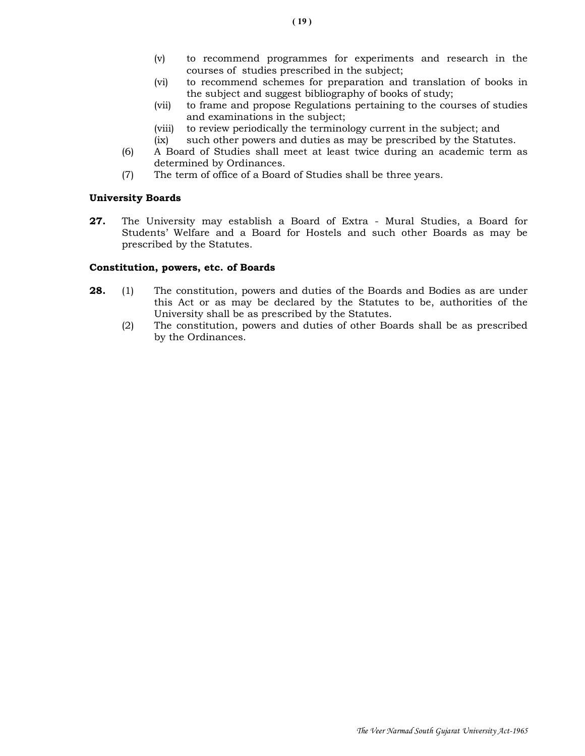(v) to recommend programmes for experiments and research in the courses of studies prescribed in the subject;

(vi) to recommend schemes for preparation and translation of books in the subject and suggest bibliography of books of study;

(vii) to frame and propose Regulations pertaining to the courses of studies and examinations in the subject;

(viii) to review periodically the terminology current in the subject; and

(ix) such other powers and duties as may be prescribed by the Statutes.

(6) A Board of Studies shall meet at least twice during an academic term as determined by Ordinances.

(7) The term of office of a Board of Studies shall be three years.

**University Boards**

**27.** The University may establish a Board of Extra - Mural Studies, a Board for Students' Welfare and a Board for Hostels and such other Boards as may be prescribed by the Statutes.

**Constitution, powers, etc. of Boards**

**28.** (1) The constitution, powers and duties of the Boards and Bodies as are under this Act or as may be declared by the Statutes to be, authorities of the University shall be as prescribed by the Statutes.

(2) The constitution, powers and duties of other Boards shall be as prescribed by the Ordinances.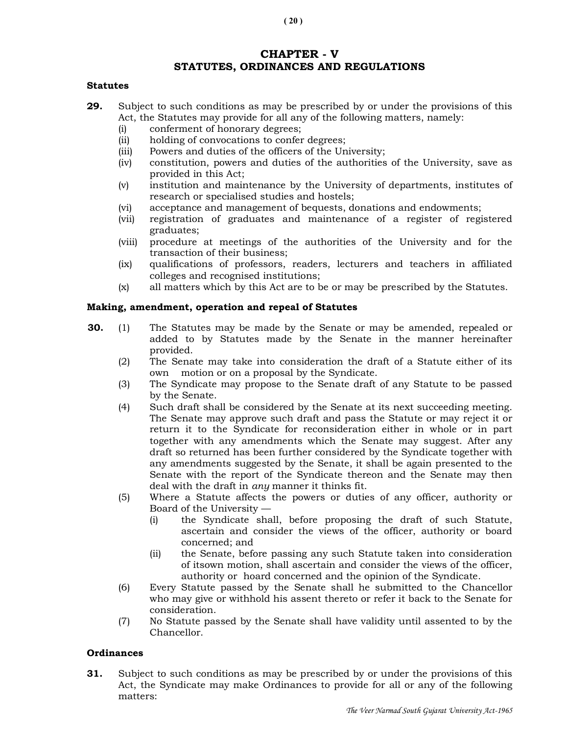## CHAPTER - V
## STATUTES, ORDINANCES AND REGULATIONS

**Statutes**

**29.** Subject to such conditions as may be prescribed by or under the provisions of this Act, the Statutes may provide for all any of the following matters, namely:

- (i) conferment of honorary degrees;
- (ii) holding of convocations to confer degrees;
- (iii) Powers and duties of the officers of the University;
- (iv) constitution, powers and duties of the authorities of the University, save as provided in this Act;
- (v) institution and maintenance by the University of departments, institutes of research or specialised studies and hostels;
- (vi) acceptance and management of bequests, donations and endowments;
- (vii) registration of graduates and maintenance of a register of registered graduates;
- (viii) procedure at meetings of the authorities of the University and for the transaction of their business;
- (ix) qualifications of professors, readers, lecturers and teachers in affiliated colleges and recognised institutions;
- (x) all matters which by this Act are to be or may be prescribed by the Statutes.

**Making, amendment, operation and repeal of Statutes**

**30.** (1) The Statutes may be made by the Senate or may be amended, repealed or added to by Statutes made by the Senate in the manner hereinafter provided.

(2) The Senate may take into consideration the draft of a Statute either of its own motion or on a proposal by the Syndicate.

(3) The Syndicate may propose to the Senate draft of any Statute to be passed by the Senate.

(4) Such draft shall be considered by the Senate at its next succeeding meeting. The Senate may approve such draft and pass the Statute or may reject it or return it to the Syndicate for reconsideration either in whole or in part together with any amendments which the Senate may suggest. After any draft so returned has been further considered by the Syndicate together with any amendments suggested by the Senate, it shall be again presented to the Senate with the report of the Syndicate thereon and the Senate may then deal with the draft in *any* manner it thinks fit.

(5) Where a Statute affects the powers or duties of any officer, authority or Board of the University —

- (i) the Syndicate shall, before proposing the draft of such Statute, ascertain and consider the views of the officer, authority or board concerned; and
- (ii) the Senate, before passing any such Statute taken into consideration of itsown motion, shall ascertain and consider the views of the officer, authority or hoard concerned and the opinion of the Syndicate.

(6) Every Statute passed by the Senate shall he submitted to the Chancellor who may give or withhold his assent thereto or refer it back to the Senate for consideration.

(7) No Statute passed by the Senate shall have validity until assented to by the Chancellor.

**Ordinances**

**31.** Subject to such conditions as may be prescribed by or under the provisions of this Act, the Syndicate may make Ordinances to provide for all or any of the following matters: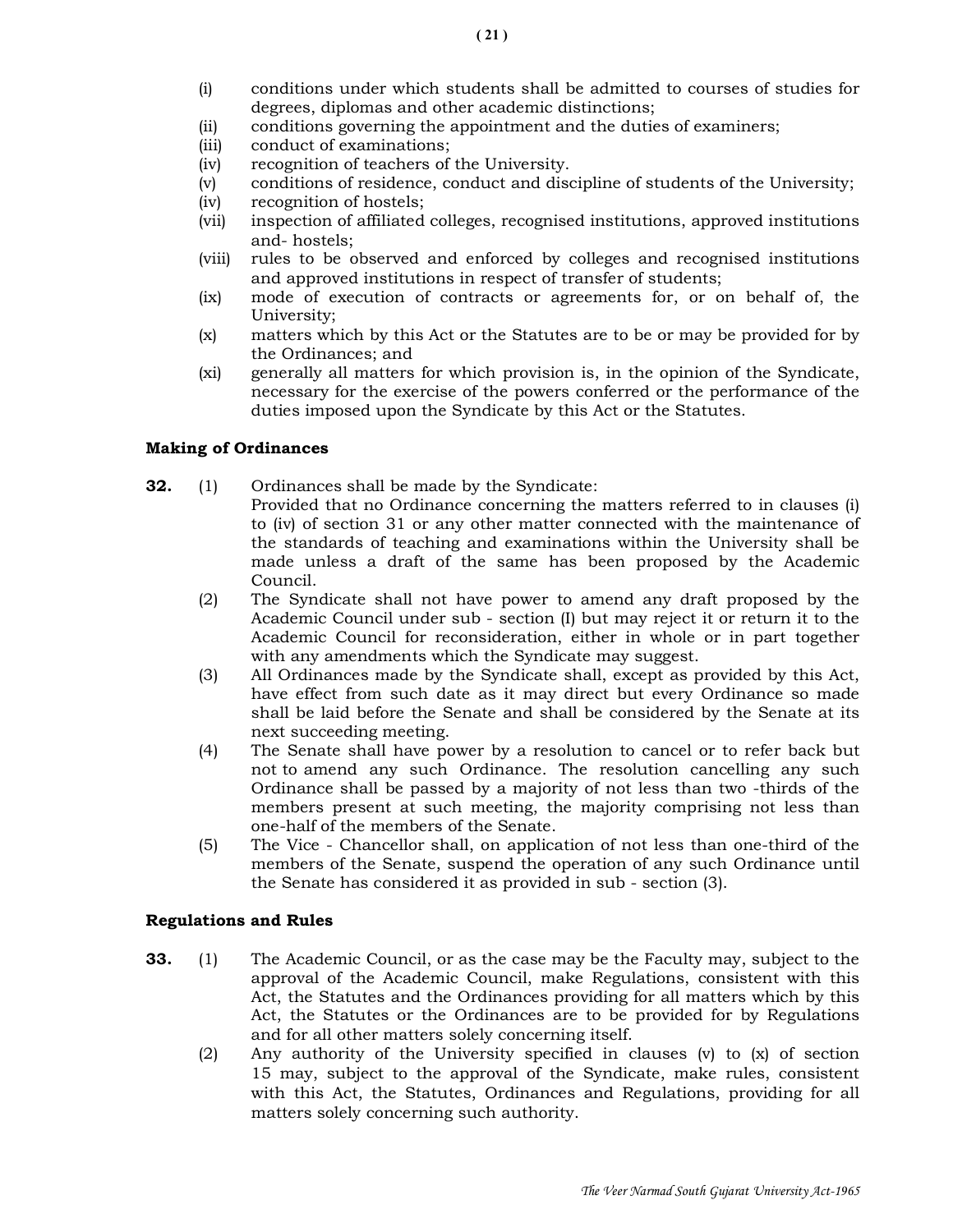- (i) conditions under which students shall be admitted to courses of studies for degrees, diplomas and other academic distinctions;
- (ii) conditions governing the appointment and the duties of examiners;
- (iii) conduct of examinations;
- (iv) recognition of teachers of the University.
- (v) conditions of residence, conduct and discipline of students of the University;
- (iv) recognition of hostels;
- (vii) inspection of affiliated colleges, recognised institutions, approved institutions and- hostels;
- (viii) rules to be observed and enforced by colleges and recognised institutions and approved institutions in respect of transfer of students;
- (ix) mode of execution of contracts or agreements for, or on behalf of, the University;
- (x) matters which by this Act or the Statutes are to be or may be provided for by the Ordinances; and
- (xi) generally all matters for which provision is, in the opinion of the Syndicate, necessary for the exercise of the powers conferred or the performance of the duties imposed upon the Syndicate by this Act or the Statutes.

**Making of Ordinances**

**32.** (1) Ordinances shall be made by the Syndicate:
Provided that no Ordinance concerning the matters referred to in clauses (i) to (iv) of section 31 or any other matter connected with the maintenance of the standards of teaching and examinations within the University shall be made unless a draft of the same has been proposed by the Academic Council.

(2) The Syndicate shall not have power to amend any draft proposed by the Academic Council under sub - section (I) but may reject it or return it to the Academic Council for reconsideration, either in whole or in part together with any amendments which the Syndicate may suggest.

(3) All Ordinances made by the Syndicate shall, except as provided by this Act, have effect from such date as it may direct but every Ordinance so made shall be laid before the Senate and shall be considered by the Senate at its next succeeding meeting.

(4) The Senate shall have power by a resolution to cancel or to refer back but not to amend any such Ordinance. The resolution cancelling any such Ordinance shall be passed by a majority of not less than two -thirds of the members present at such meeting, the majority comprising not less than one-half of the members of the Senate.

(5) The Vice - Chancellor shall, on application of not less than one-third of the members of the Senate, suspend the operation of any such Ordinance until the Senate has considered it as provided in sub - section (3).

**Regulations and Rules**

**33.** (1) The Academic Council, or as the case may be the Faculty may, subject to the approval of the Academic Council, make Regulations, consistent with this Act, the Statutes and the Ordinances providing for all matters which by this Act, the Statutes or the Ordinances are to be provided for by Regulations and for all other matters solely concerning itself.

(2) Any authority of the University specified in clauses (v) to (x) of section 15 may, subject to the approval of the Syndicate, make rules, consistent with this Act, the Statutes, Ordinances and Regulations, providing for all matters solely concerning such authority.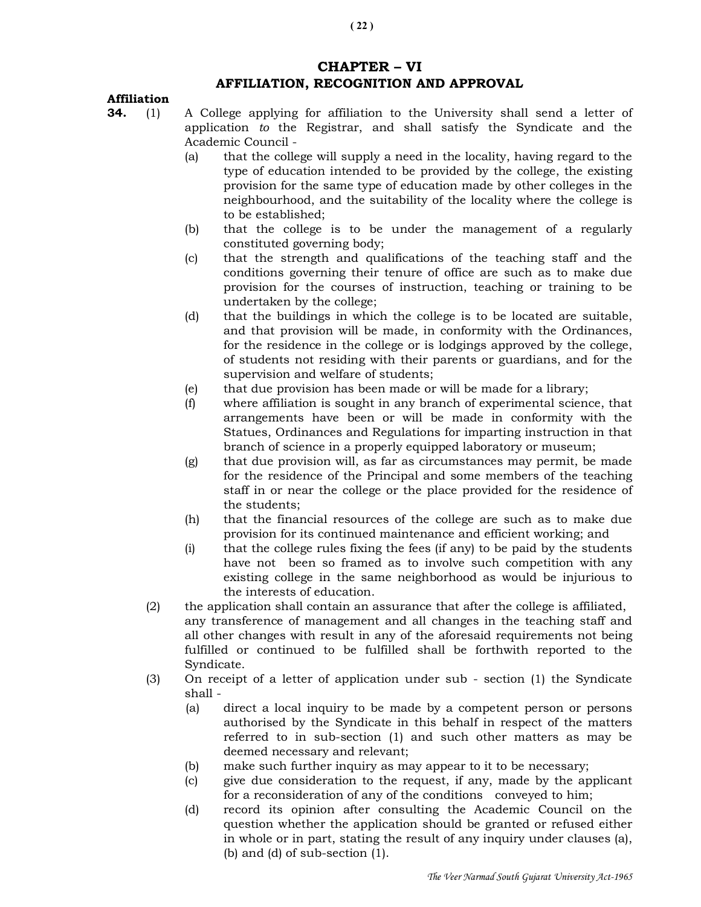## CHAPTER – VI
## AFFILIATION, RECOGNITION AND APPROVAL

**Affiliation**

**34.** (1) A College applying for affiliation to the University shall send a letter of application *to* the Registrar, and shall satisfy the Syndicate and the Academic Council -

(a) that the college will supply a need in the locality, having regard to the type of education intended to be provided by the college, the existing provision for the same type of education made by other colleges in the neighbourhood, and the suitability of the locality where the college is to be established;

(b) that the college is to be under the management of a regularly constituted governing body;

(c) that the strength and qualifications of the teaching staff and the conditions governing their tenure of office are such as to make due provision for the courses of instruction, teaching or training to be undertaken by the college;

(d) that the buildings in which the college is to be located are suitable, and that provision will be made, in conformity with the Ordinances, for the residence in the college or is lodgings approved by the college, of students not residing with their parents or guardians, and for the supervision and welfare of students;

(e) that due provision has been made or will be made for a library;

(f) where affiliation is sought in any branch of experimental science, that arrangements have been or will be made in conformity with the Statues, Ordinances and Regulations for imparting instruction in that branch of science in a properly equipped laboratory or museum;

(g) that due provision will, as far as circumstances may permit, be made for the residence of the Principal and some members of the teaching staff in or near the college or the place provided for the residence of the students;

(h) that the financial resources of the college are such as to make due provision for its continued maintenance and efficient working; and

(i) that the college rules fixing the fees (if any) to be paid by the students have not been so framed as to involve such competition with any existing college in the same neighborhood as would be injurious to the interests of education.

(2) the application shall contain an assurance that after the college is affiliated, any transference of management and all changes in the teaching staff and all other changes with result in any of the aforesaid requirements not being fulfilled or continued to be fulfilled shall be forthwith reported to the Syndicate.

(3) On receipt of a letter of application under sub - section (1) the Syndicate shall -

(a) direct a local inquiry to be made by a competent person or persons authorised by the Syndicate in this behalf in respect of the matters referred to in sub-section (1) and such other matters as may be deemed necessary and relevant;

(b) make such further inquiry as may appear to it to be necessary;

(c) give due consideration to the request, if any, made by the applicant for a reconsideration of any of the conditions conveyed to him;

(d) record its opinion after consulting the Academic Council on the question whether the application should be granted or refused either in whole or in part, stating the result of any inquiry under clauses (a), (b) and (d) of sub-section (1).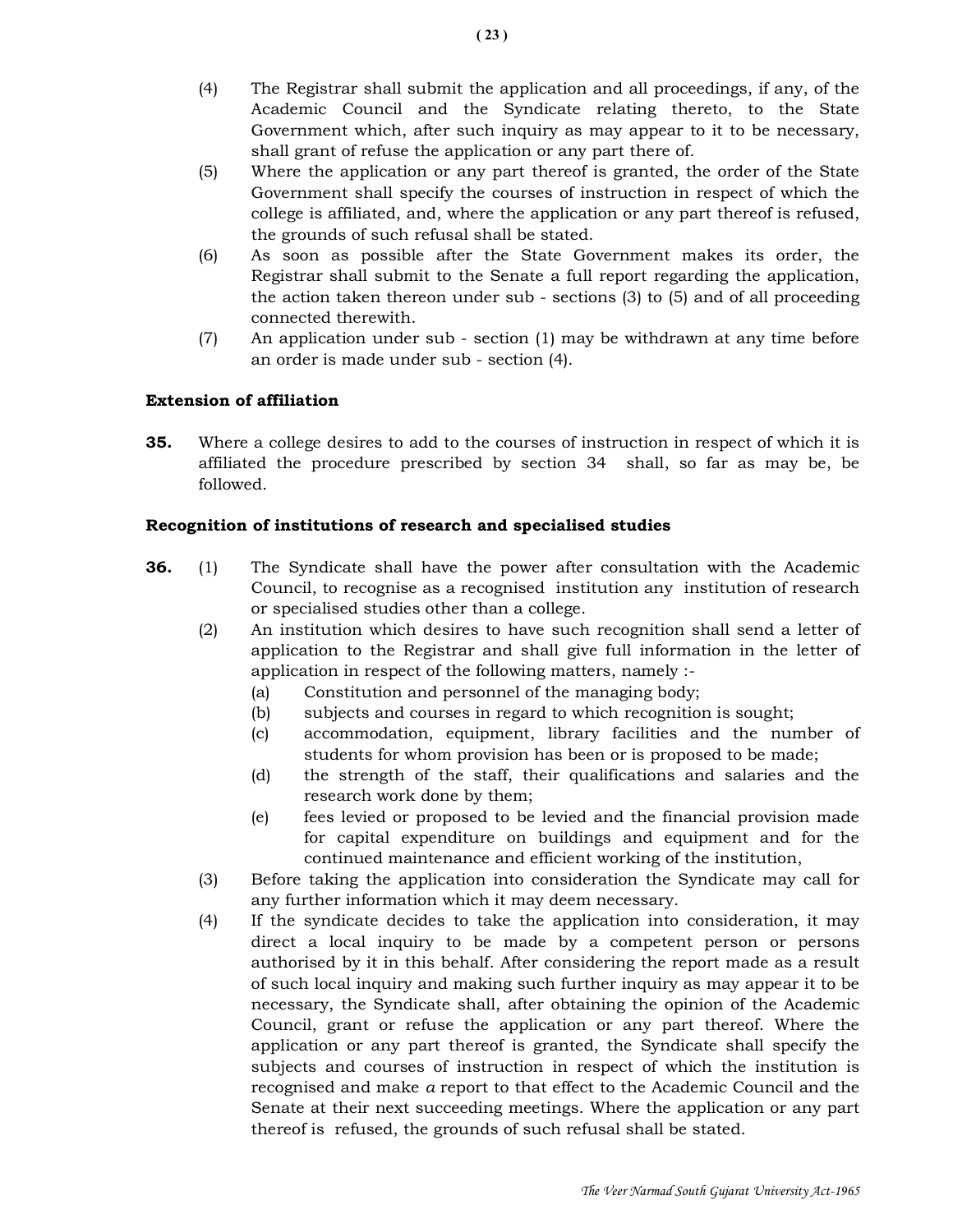(4) The Registrar shall submit the application and all proceedings, if any, of the Academic Council and the Syndicate relating thereto, to the State Government which, after such inquiry as may appear to it to be necessary, shall grant of refuse the application or any part there of.

(5) Where the application or any part thereof is granted, the order of the State Government shall specify the courses of instruction in respect of which the college is affiliated, and, where the application or any part thereof is refused, the grounds of such refusal shall be stated.

(6) As soon as possible after the State Government makes its order, the Registrar shall submit to the Senate a full report regarding the application, the action taken thereon under sub - sections (3) to (5) and of all proceeding connected therewith.

(7) An application under sub - section (1) may be withdrawn at any time before an order is made under sub - section (4).

**Extension of affiliation**

**35.** Where a college desires to add to the courses of instruction in respect of which it is affiliated the procedure prescribed by section 34 shall, so far as may be, be followed.

**Recognition of institutions of research and specialised studies**

**36.** (1) The Syndicate shall have the power after consultation with the Academic Council, to recognise as a recognised institution any institution of research or specialised studies other than a college.

(2) An institution which desires to have such recognition shall send a letter of application to the Registrar and shall give full information in the letter of application in respect of the following matters, namely :-

(a) Constitution and personnel of the managing body;

(b) subjects and courses in regard to which recognition is sought;

(c) accommodation, equipment, library facilities and the number of students for whom provision has been or is proposed to be made;

(d) the strength of the staff, their qualifications and salaries and the research work done by them;

(e) fees levied or proposed to be levied and the financial provision made for capital expenditure on buildings and equipment and for the continued maintenance and efficient working of the institution,

(3) Before taking the application into consideration the Syndicate may call for any further information which it may deem necessary.

(4) If the syndicate decides to take the application into consideration, it may direct a local inquiry to be made by a competent person or persons authorised by it in this behalf. After considering the report made as a result of such local inquiry and making such further inquiry as may appear it to be necessary, the Syndicate shall, after obtaining the opinion of the Academic Council, grant or refuse the application or any part thereof. Where the application or any part thereof is granted, the Syndicate shall specify the subjects and courses of instruction in respect of which the institution is recognised and make *a* report to that effect to the Academic Council and the Senate at their next succeeding meetings. Where the application or any part thereof is refused, the grounds of such refusal shall be stated.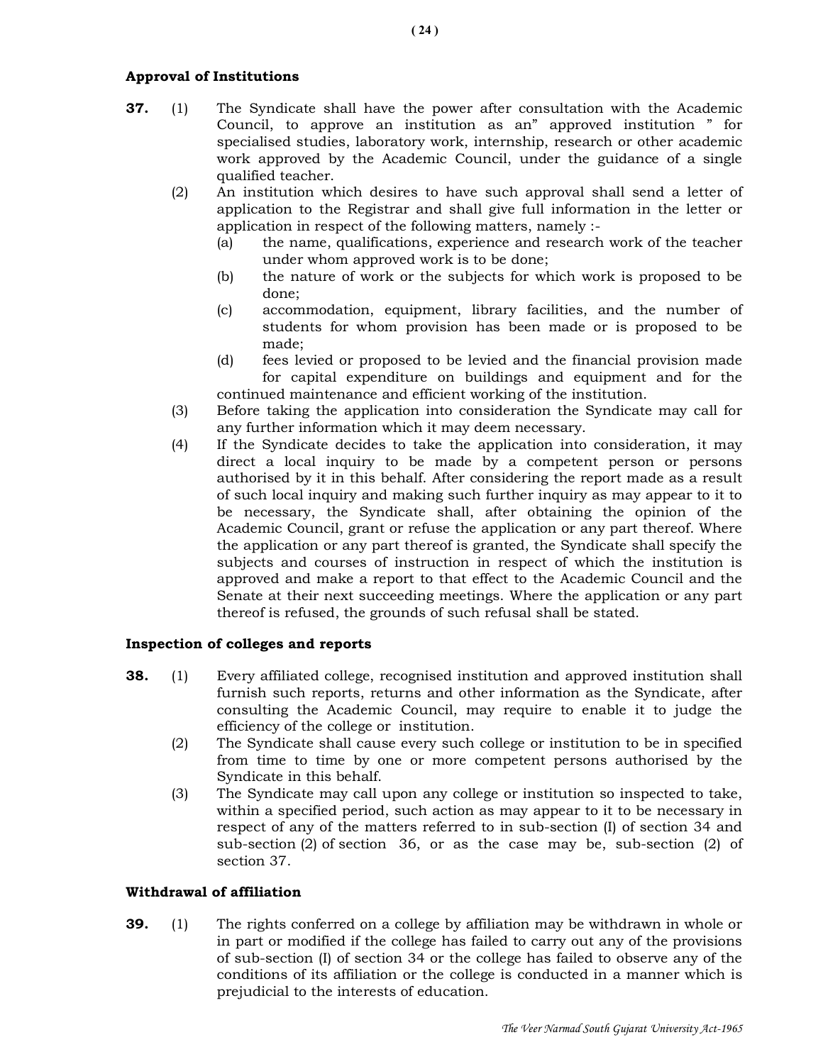**Approval of Institutions**

**37.** (1) The Syndicate shall have the power after consultation with the Academic Council, to approve an institution as an" approved institution " for specialised studies, laboratory work, internship, research or other academic work approved by the Academic Council, under the guidance of a single qualified teacher.

(2) An institution which desires to have such approval shall send a letter of application to the Registrar and shall give full information in the letter or application in respect of the following matters, namely :-

(a) the name, qualifications, experience and research work of the teacher under whom approved work is to be done;

(b) the nature of work or the subjects for which work is proposed to be done;

(c) accommodation, equipment, library facilities, and the number of students for whom provision has been made or is proposed to be made;

(d) fees levied or proposed to be levied and the financial provision made for capital expenditure on buildings and equipment and for the continued maintenance and efficient working of the institution.

(3) Before taking the application into consideration the Syndicate may call for any further information which it may deem necessary.

(4) If the Syndicate decides to take the application into consideration, it may direct a local inquiry to be made by a competent person or persons authorised by it in this behalf. After considering the report made as a result of such local inquiry and making such further inquiry as may appear to it to be necessary, the Syndicate shall, after obtaining the opinion of the Academic Council, grant or refuse the application or any part thereof. Where the application or any part thereof is granted, the Syndicate shall specify the subjects and courses of instruction in respect of which the institution is approved and make a report to that effect to the Academic Council and the Senate at their next succeeding meetings. Where the application or any part thereof is refused, the grounds of such refusal shall be stated.

**Inspection of colleges and reports**

**38.** (1) Every affiliated college, recognised institution and approved institution shall furnish such reports, returns and other information as the Syndicate, after consulting the Academic Council, may require to enable it to judge the efficiency of the college or institution.

(2) The Syndicate shall cause every such college or institution to be in specified from time to time by one or more competent persons authorised by the Syndicate in this behalf.

(3) The Syndicate may call upon any college or institution so inspected to take, within a specified period, such action as may appear to it to be necessary in respect of any of the matters referred to in sub-section (I) of section 34 and sub-section (2) of section 36, or as the case may be, sub-section (2) of section 37.

**Withdrawal of affiliation**

**39.** (1) The rights conferred on a college by affiliation may be withdrawn in whole or in part or modified if the college has failed to carry out any of the provisions of sub-section (I) of section 34 or the college has failed to observe any of the conditions of its affiliation or the college is conducted in a manner which is prejudicial to the interests of education.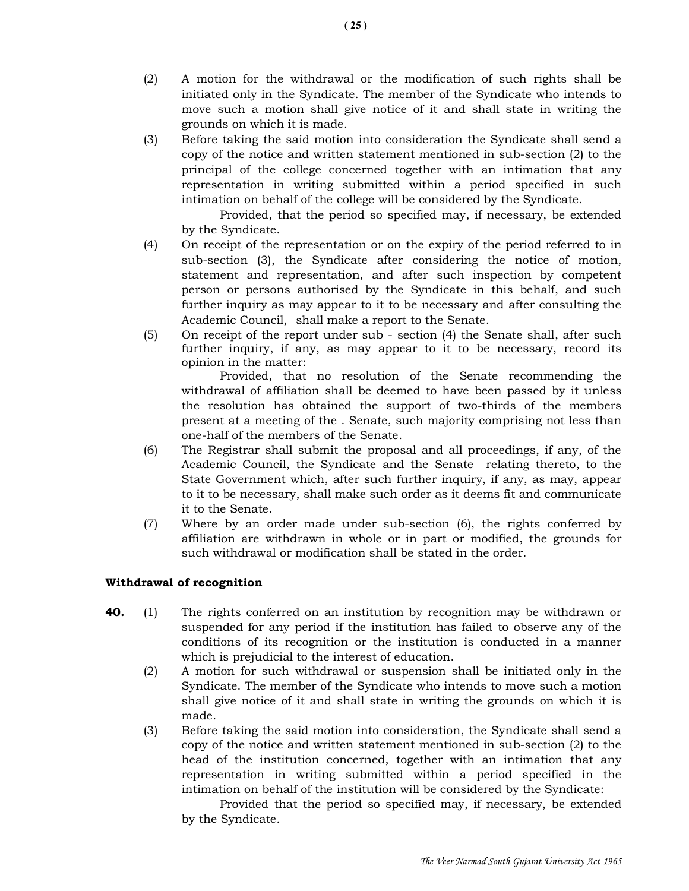(2) A motion for the withdrawal or the modification of such rights shall be initiated only in the Syndicate. The member of the Syndicate who intends to move such a motion shall give notice of it and shall state in writing the grounds on which it is made.

(3) Before taking the said motion into consideration the Syndicate shall send a copy of the notice and written statement mentioned in sub-section (2) to the principal of the college concerned together with an intimation that any representation in writing submitted within a period specified in such intimation on behalf of the college will be considered by the Syndicate.

Provided, that the period so specified may, if necessary, be extended by the Syndicate.

(4) On receipt of the representation or on the expiry of the period referred to in sub-section (3), the Syndicate after considering the notice of motion, statement and representation, and after such inspection by competent person or persons authorised by the Syndicate in this behalf, and such further inquiry as may appear to it to be necessary and after consulting the Academic Council, shall make a report to the Senate.

(5) On receipt of the report under sub - section (4) the Senate shall, after such further inquiry, if any, as may appear to it to be necessary, record its opinion in the matter:

Provided, that no resolution of the Senate recommending the withdrawal of affiliation shall be deemed to have been passed by it unless the resolution has obtained the support of two-thirds of the members present at a meeting of the . Senate, such majority comprising not less than one-half of the members of the Senate.

(6) The Registrar shall submit the proposal and all proceedings, if any, of the Academic Council, the Syndicate and the Senate relating thereto, to the State Government which, after such further inquiry, if any, as may, appear to it to be necessary, shall make such order as it deems fit and communicate it to the Senate.

(7) Where by an order made under sub-section (6), the rights conferred by affiliation are withdrawn in whole or in part or modified, the grounds for such withdrawal or modification shall be stated in the order.

**Withdrawal of recognition**

**40.** (1) The rights conferred on an institution by recognition may be withdrawn or suspended for any period if the institution has failed to observe any of the conditions of its recognition or the institution is conducted in a manner which is prejudicial to the interest of education.

(2) A motion for such withdrawal or suspension shall be initiated only in the Syndicate. The member of the Syndicate who intends to move such a motion shall give notice of it and shall state in writing the grounds on which it is made.

(3) Before taking the said motion into consideration, the Syndicate shall send a copy of the notice and written statement mentioned in sub-section (2) to the head of the institution concerned, together with an intimation that any representation in writing submitted within a period specified in the intimation on behalf of the institution will be considered by the Syndicate:

Provided that the period so specified may, if necessary, be extended by the Syndicate.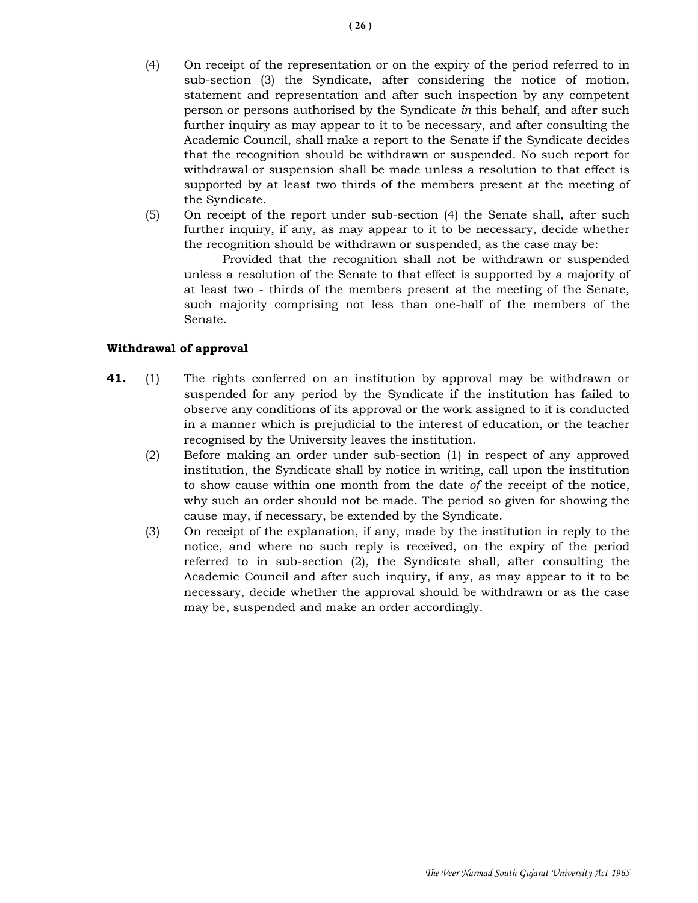(4) On receipt of the representation or on the expiry of the period referred to in sub-section (3) the Syndicate, after considering the notice of motion, statement and representation and after such inspection by any competent person or persons authorised by the Syndicate *in* this behalf, and after such further inquiry as may appear to it to be necessary, and after consulting the Academic Council, shall make a report to the Senate if the Syndicate decides that the recognition should be withdrawn or suspended. No such report for withdrawal or suspension shall be made unless a resolution to that effect is supported by at least two thirds of the members present at the meeting of the Syndicate.

(5) On receipt of the report under sub-section (4) the Senate shall, after such further inquiry, if any, as may appear to it to be necessary, decide whether the recognition should be withdrawn or suspended, as the case may be:

Provided that the recognition shall not be withdrawn or suspended unless a resolution of the Senate to that effect is supported by a majority of at least two - thirds of the members present at the meeting of the Senate, such majority comprising not less than one-half of the members of the Senate.

**Withdrawal of approval**

**41.** (1) The rights conferred on an institution by approval may be withdrawn or suspended for any period by the Syndicate if the institution has failed to observe any conditions of its approval or the work assigned to it is conducted in a manner which is prejudicial to the interest of education, or the teacher recognised by the University leaves the institution.

(2) Before making an order under sub-section (1) in respect of any approved institution, the Syndicate shall by notice in writing, call upon the institution to show cause within one month from the date *of* the receipt of the notice, why such an order should not be made. The period so given for showing the cause may, if necessary, be extended by the Syndicate.

(3) On receipt of the explanation, if any, made by the institution in reply to the notice, and where no such reply is received, on the expiry of the period referred to in sub-section (2), the Syndicate shall, after consulting the Academic Council and after such inquiry, if any, as may appear to it to be necessary, decide whether the approval should be withdrawn or as the case may be, suspended and make an order accordingly.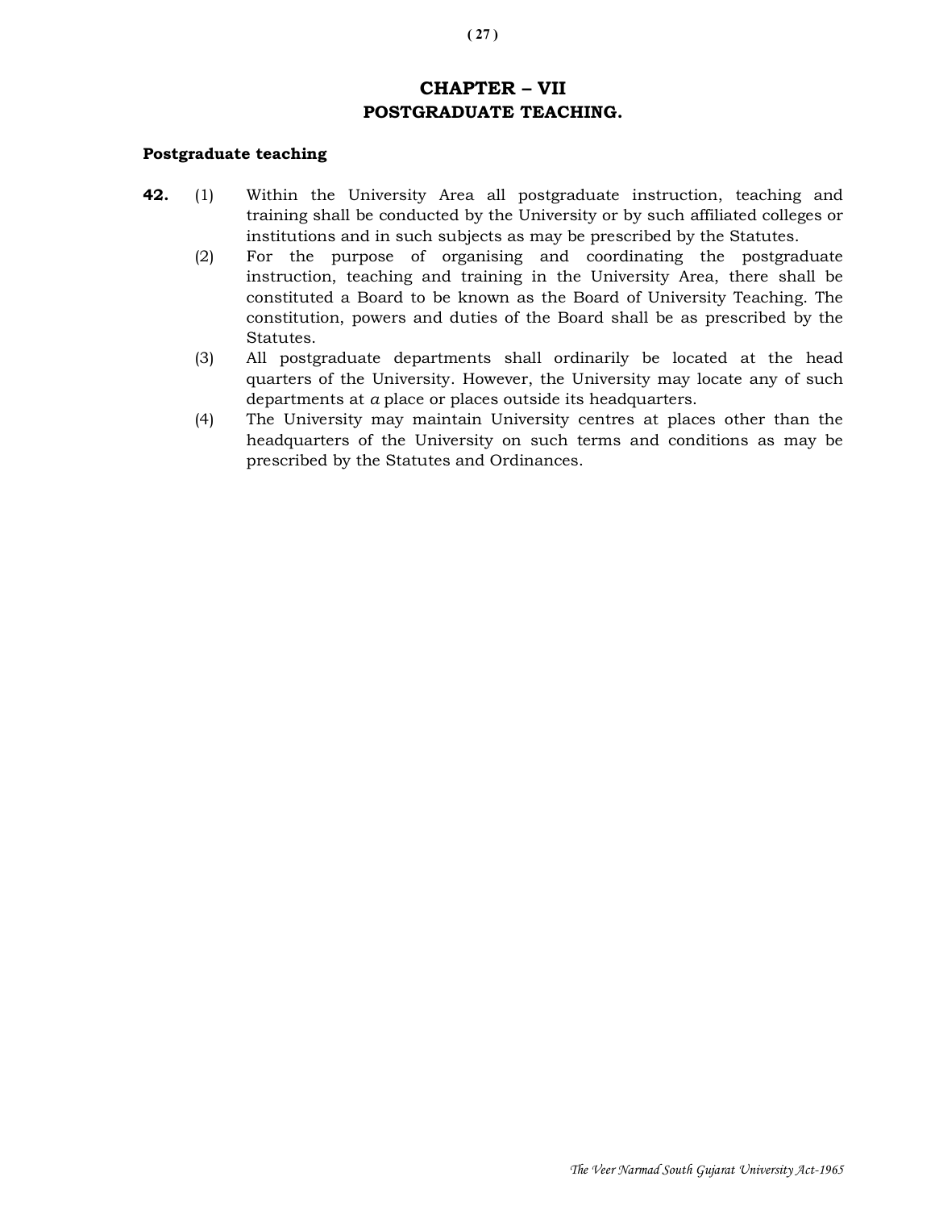# CHAPTER – VII
# POSTGRADUATE TEACHING.

**Postgraduate teaching**

**42.** (1) Within the University Area all postgraduate instruction, teaching and training shall be conducted by the University or by such affiliated colleges or institutions and in such subjects as may be prescribed by the Statutes.

(2) For the purpose of organising and coordinating the postgraduate instruction, teaching and training in the University Area, there shall be constituted a Board to be known as the Board of University Teaching. The constitution, powers and duties of the Board shall be as prescribed by the Statutes.

(3) All postgraduate departments shall ordinarily be located at the head quarters of the University. However, the University may locate any of such departments at *a* place or places outside its headquarters.

(4) The University may maintain University centres at places other than the headquarters of the University on such terms and conditions as may be prescribed by the Statutes and Ordinances.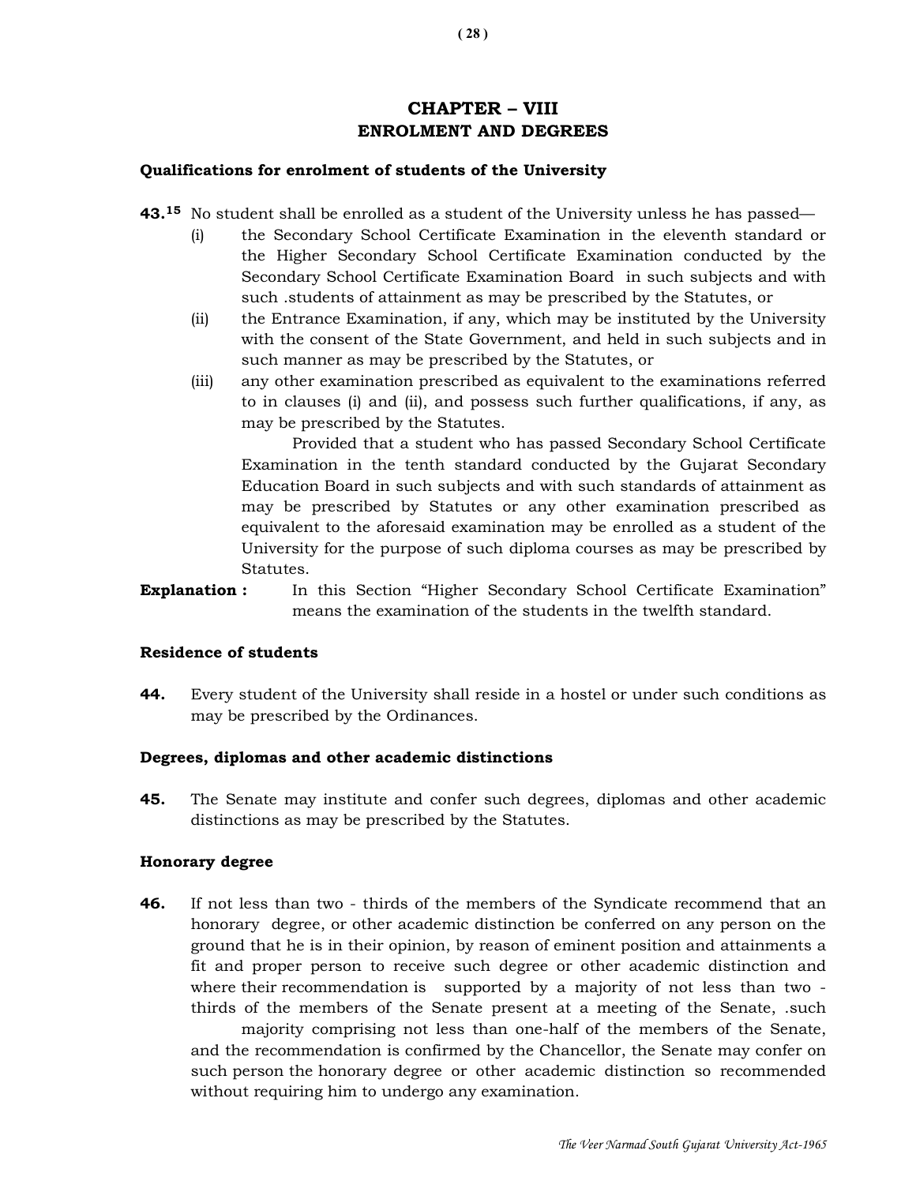## CHAPTER – VIII
## ENROLMENT AND DEGREES

### Qualifications for enrolment of students of the University

**43.**[15] No student shall be enrolled as a student of the University unless he has passed—

(i) the Secondary School Certificate Examination in the eleventh standard or the Higher Secondary School Certificate Examination conducted by the Secondary School Certificate Examination Board in such subjects and with such .students of attainment as may be prescribed by the Statutes, or

(ii) the Entrance Examination, if any, which may be instituted by the University with the consent of the State Government, and held in such subjects and in such manner as may be prescribed by the Statutes, or

(iii) any other examination prescribed as equivalent to the examinations referred to in clauses (i) and (ii), and possess such further qualifications, if any, as may be prescribed by the Statutes.

Provided that a student who has passed Secondary School Certificate Examination in the tenth standard conducted by the Gujarat Secondary Education Board in such subjects and with such standards of attainment as may be prescribed by Statutes or any other examination prescribed as equivalent to the aforesaid examination may be enrolled as a student of the University for the purpose of such diploma courses as may be prescribed by Statutes.

**Explanation :** In this Section "Higher Secondary School Certificate Examination" means the examination of the students in the twelfth standard.

### Residence of students

**44.** Every student of the University shall reside in a hostel or under such conditions as may be prescribed by the Ordinances.

### Degrees, diplomas and other academic distinctions

**45.** The Senate may institute and confer such degrees, diplomas and other academic distinctions as may be prescribed by the Statutes.

### Honorary degree

**46.** If not less than two - thirds of the members of the Syndicate recommend that an honorary degree, or other academic distinction be conferred on any person on the ground that he is in their opinion, by reason of eminent position and attainments a fit and proper person to receive such degree or other academic distinction and where their recommendation is supported by a majority of not less than two - thirds of the members of the Senate present at a meeting of the Senate, .such majority comprising not less than one-half of the members of the Senate, and the recommendation is confirmed by the Chancellor, the Senate may confer on such person the honorary degree or other academic distinction so recommended without requiring him to undergo any examination.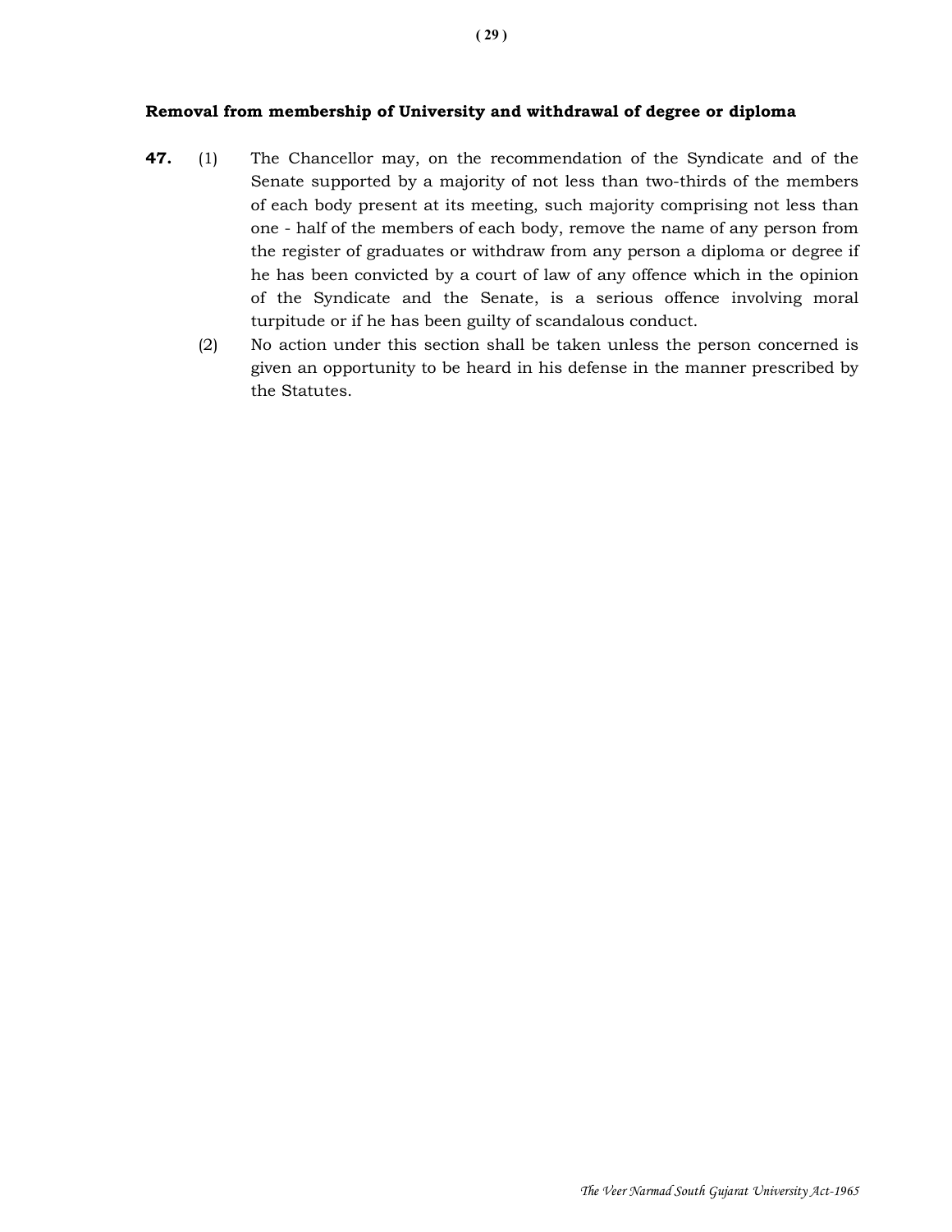**Removal from membership of University and withdrawal of degree or diploma**

**47.** (1) The Chancellor may, on the recommendation of the Syndicate and of the Senate supported by a majority of not less than two-thirds of the members of each body present at its meeting, such majority comprising not less than one - half of the members of each body, remove the name of any person from the register of graduates or withdraw from any person a diploma or degree if he has been convicted by a court of law of any offence which in the opinion of the Syndicate and the Senate, is a serious offence involving moral turpitude or if he has been guilty of scandalous conduct.

(2) No action under this section shall be taken unless the person concerned is given an opportunity to be heard in his defense in the manner prescribed by the Statutes.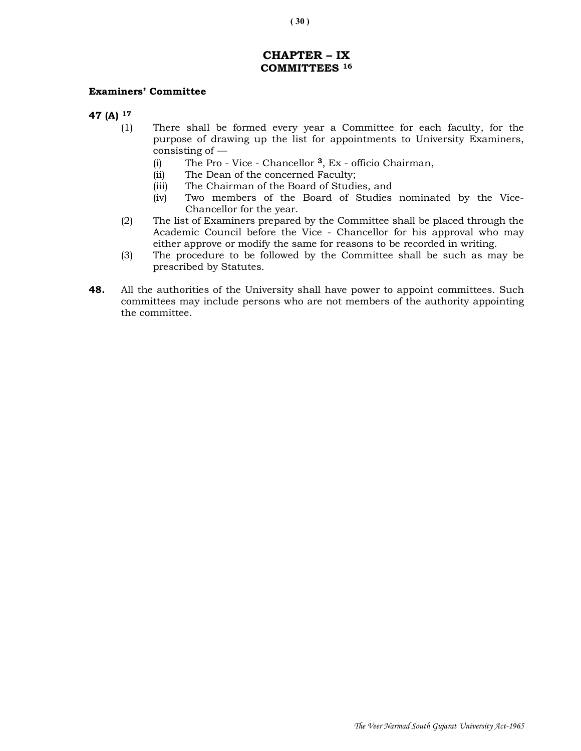# CHAPTER – IX
## COMMITTEES [16]

**Examiners' Committee**

**47 (A)** [17]

(1) There shall be formed every year a Committee for each faculty, for the purpose of drawing up the list for appointments to University Examiners, consisting of —

   (i) The Pro - Vice - Chancellor [3], Ex - officio Chairman,

   (ii) The Dean of the concerned Faculty;

   (iii) The Chairman of the Board of Studies, and

   (iv) Two members of the Board of Studies nominated by the Vice-Chancellor for the year.

(2) The list of Examiners prepared by the Committee shall be placed through the Academic Council before the Vice - Chancellor for his approval who may either approve or modify the same for reasons to be recorded in writing.

(3) The procedure to be followed by the Committee shall be such as may be prescribed by Statutes.

**48.** All the authorities of the University shall have power to appoint committees. Such committees may include persons who are not members of the authority appointing the committee.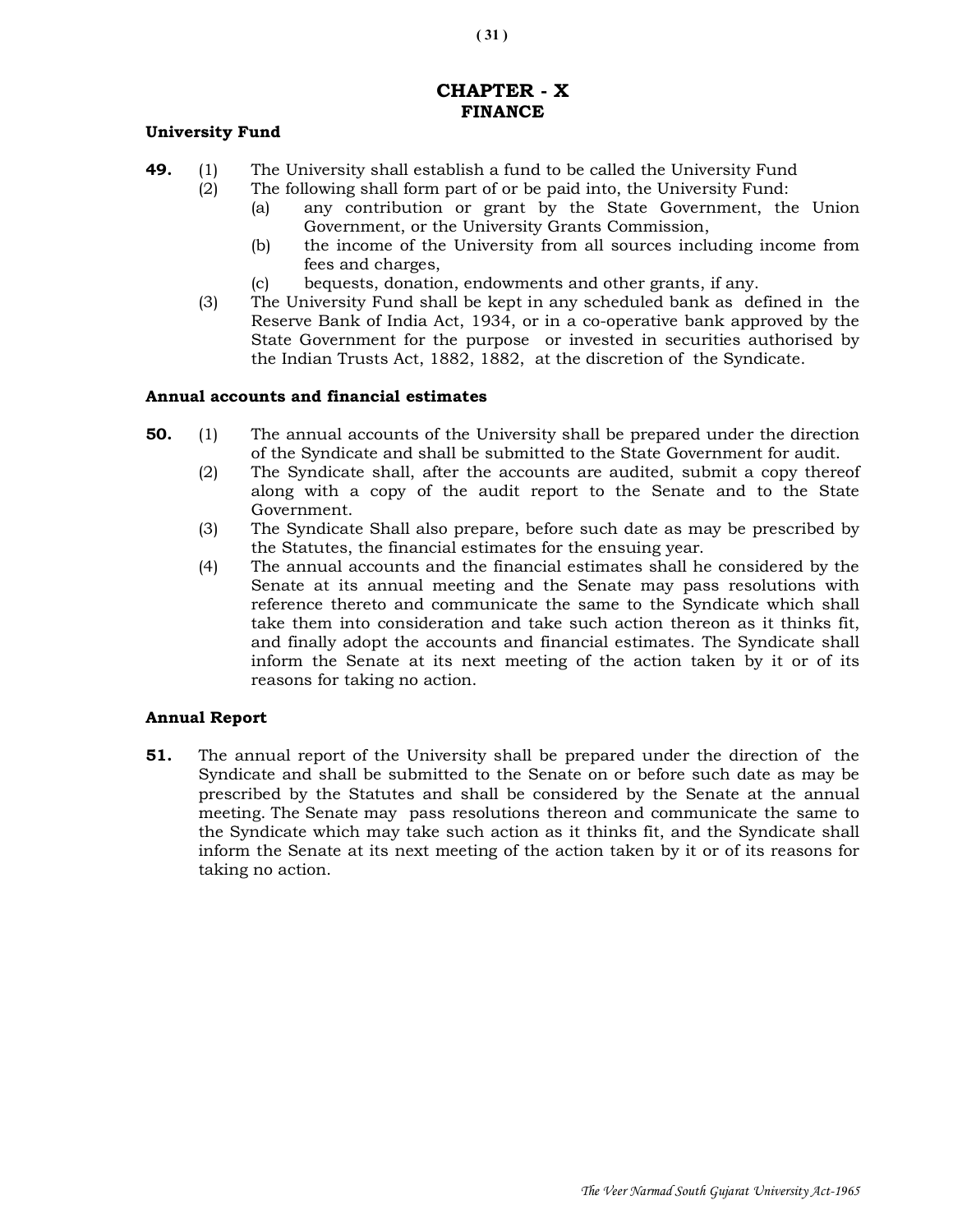# CHAPTER - X
## FINANCE

### University Fund

**49.** (1) The University shall establish a fund to be called the University Fund

(2) The following shall form part of or be paid into, the University Fund:

(a) any contribution or grant by the State Government, the Union Government, or the University Grants Commission,

(b) the income of the University from all sources including income from fees and charges,

(c) bequests, donation, endowments and other grants, if any.

(3) The University Fund shall be kept in any scheduled bank as defined in the Reserve Bank of India Act, 1934, or in a co-operative bank approved by the State Government for the purpose or invested in securities authorised by the Indian Trusts Act, 1882, 1882, at the discretion of the Syndicate.

### Annual accounts and financial estimates

**50.** (1) The annual accounts of the University shall be prepared under the direction of the Syndicate and shall be submitted to the State Government for audit.

(2) The Syndicate shall, after the accounts are audited, submit a copy thereof along with a copy of the audit report to the Senate and to the State Government.

(3) The Syndicate Shall also prepare, before such date as may be prescribed by the Statutes, the financial estimates for the ensuing year.

(4) The annual accounts and the financial estimates shall he considered by the Senate at its annual meeting and the Senate may pass resolutions with reference thereto and communicate the same to the Syndicate which shall take them into consideration and take such action thereon as it thinks fit, and finally adopt the accounts and financial estimates. The Syndicate shall inform the Senate at its next meeting of the action taken by it or of its reasons for taking no action.

### Annual Report

**51.** The annual report of the University shall be prepared under the direction of the Syndicate and shall be submitted to the Senate on or before such date as may be prescribed by the Statutes and shall be considered by the Senate at the annual meeting. The Senate may pass resolutions thereon and communicate the same to the Syndicate which may take such action as it thinks fit, and the Syndicate shall inform the Senate at its next meeting of the action taken by it or of its reasons for taking no action.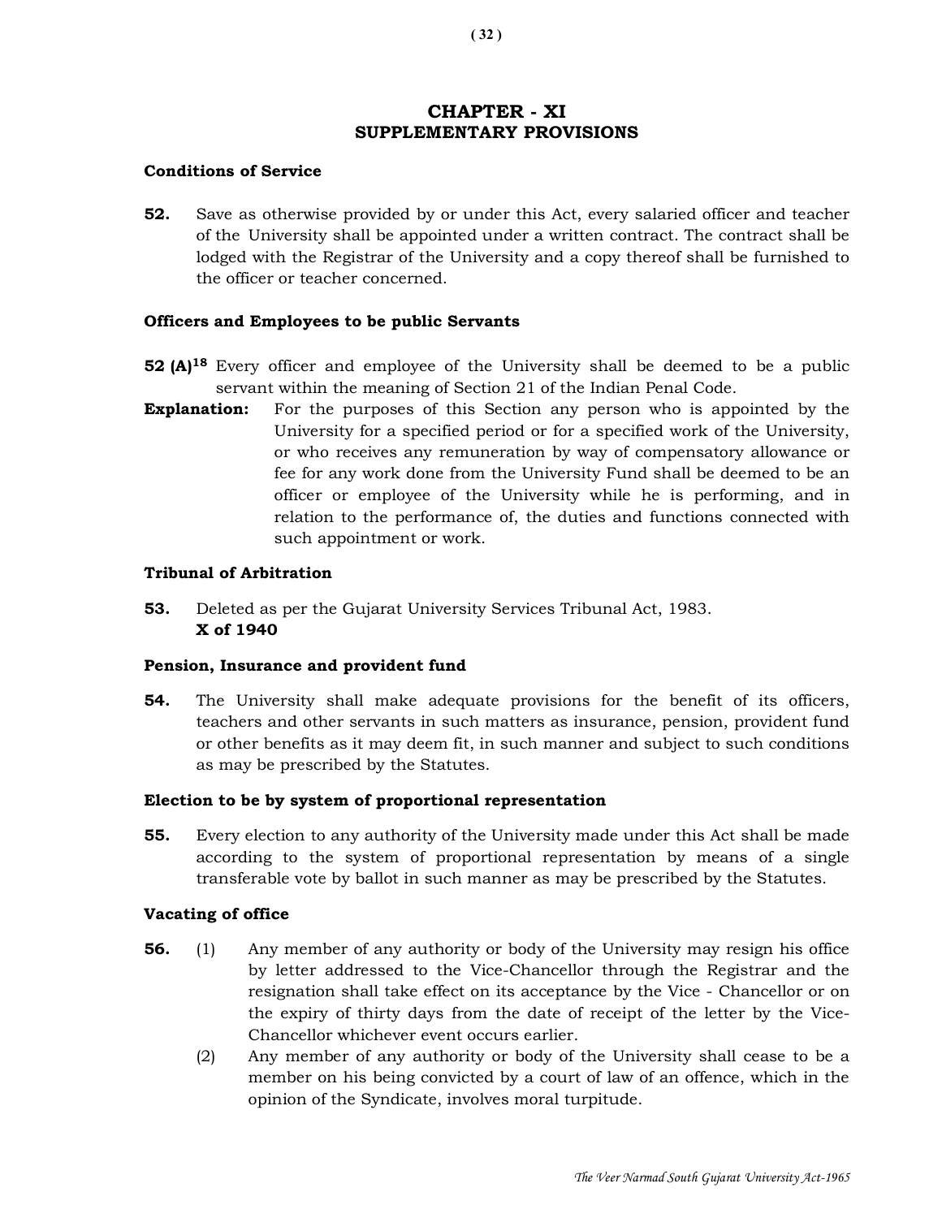# CHAPTER - XI
## SUPPLEMENTARY PROVISIONS

**Conditions of Service**

**52.** Save as otherwise provided by or under this Act, every salaried officer and teacher of the University shall be appointed under a written contract. The contract shall be lodged with the Registrar of the University and a copy thereof shall be furnished to the officer or teacher concerned.

**Officers and Employees to be public Servants**

**52 (A)[18]** Every officer and employee of the University shall be deemed to be a public servant within the meaning of Section 21 of the Indian Penal Code.

**Explanation:** For the purposes of this Section any person who is appointed by the University for a specified period or for a specified work of the University, or who receives any remuneration by way of compensatory allowance or fee for any work done from the University Fund shall be deemed to be an officer or employee of the University while he is performing, and in relation to the performance of, the duties and functions connected with such appointment or work.

**Tribunal of Arbitration**

**53.** Deleted as per the Gujarat University Services Tribunal Act, 1983.
**X of 1940**

**Pension, Insurance and provident fund**

**54.** The University shall make adequate provisions for the benefit of its officers, teachers and other servants in such matters as insurance, pension, provident fund or other benefits as it may deem fit, in such manner and subject to such conditions as may be prescribed by the Statutes.

**Election to be by system of proportional representation**

**55.** Every election to any authority of the University made under this Act shall be made according to the system of proportional representation by means of a single transferable vote by ballot in such manner as may be prescribed by the Statutes.

**Vacating of office**

**56.** (1) Any member of any authority or body of the University may resign his office by letter addressed to the Vice-Chancellor through the Registrar and the resignation shall take effect on its acceptance by the Vice - Chancellor or on the expiry of thirty days from the date of receipt of the letter by the Vice-Chancellor whichever event occurs earlier.

(2) Any member of any authority or body of the University shall cease to be a member on his being convicted by a court of law of an offence, which in the opinion of the Syndicate, involves moral turpitude.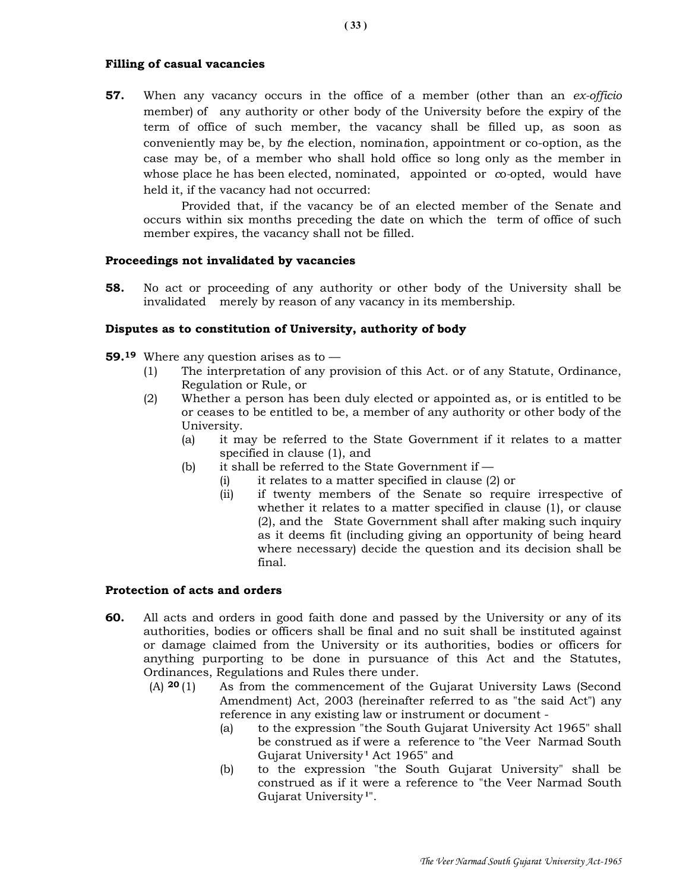### Filling of casual vacancies

**57.** When any vacancy occurs in the office of a member (other than an *ex-officio* member) of any authority or other body of the University before the expiry of the term of office of such member, the vacancy shall be filled up, as soon as conveniently may be, by the election, nomination, appointment or co-option, as the case may be, of a member who shall hold office so long only as the member in whose place he has been elected, nominated, appointed or co-opted, would have held it, if the vacancy had not occurred:

Provided that, if the vacancy be of an elected member of the Senate and occurs within six months preceding the date on which the term of office of such member expires, the vacancy shall not be filled.

### Proceedings not invalidated by vacancies

**58.** No act or proceeding of any authority or other body of the University shall be invalidated merely by reason of any vacancy in its membership.

### Disputes as to constitution of University, authority of body

**59.**[19] Where any question arises as to —

- (1) The interpretation of any provision of this Act. or of any Statute, Ordinance, Regulation or Rule, or
- (2) Whether a person has been duly elected or appointed as, or is entitled to be or ceases to be entitled to be, a member of any authority or other body of the University.
  - (a) it may be referred to the State Government if it relates to a matter specified in clause (1), and
  - (b) it shall be referred to the State Government if —
    - (i) it relates to a matter specified in clause (2) or
    - (ii) if twenty members of the Senate so require irrespective of whether it relates to a matter specified in clause (1), or clause (2), and the State Government shall after making such inquiry as it deems fit (including giving an opportunity of being heard where necessary) decide the question and its decision shall be final.

### Protection of acts and orders

**60.** All acts and orders in good faith done and passed by the University or any of its authorities, bodies or officers shall be final and no suit shall be instituted against or damage claimed from the University or its authorities, bodies or officers for anything purporting to be done in pursuance of this Act and the Statutes, Ordinances, Regulations and Rules there under.

(A) [20] (1) As from the commencement of the Gujarat University Laws (Second Amendment) Act, 2003 (hereinafter referred to as "the said Act") any reference in any existing law or instrument or document -

- (a) to the expression "the South Gujarat University Act 1965" shall be construed as if were a reference to "the Veer Narmad South Gujarat University[1] Act 1965" and
- (b) to the expression "the South Gujarat University" shall be construed as if it were a reference to "the Veer Narmad South Gujarat University[1]".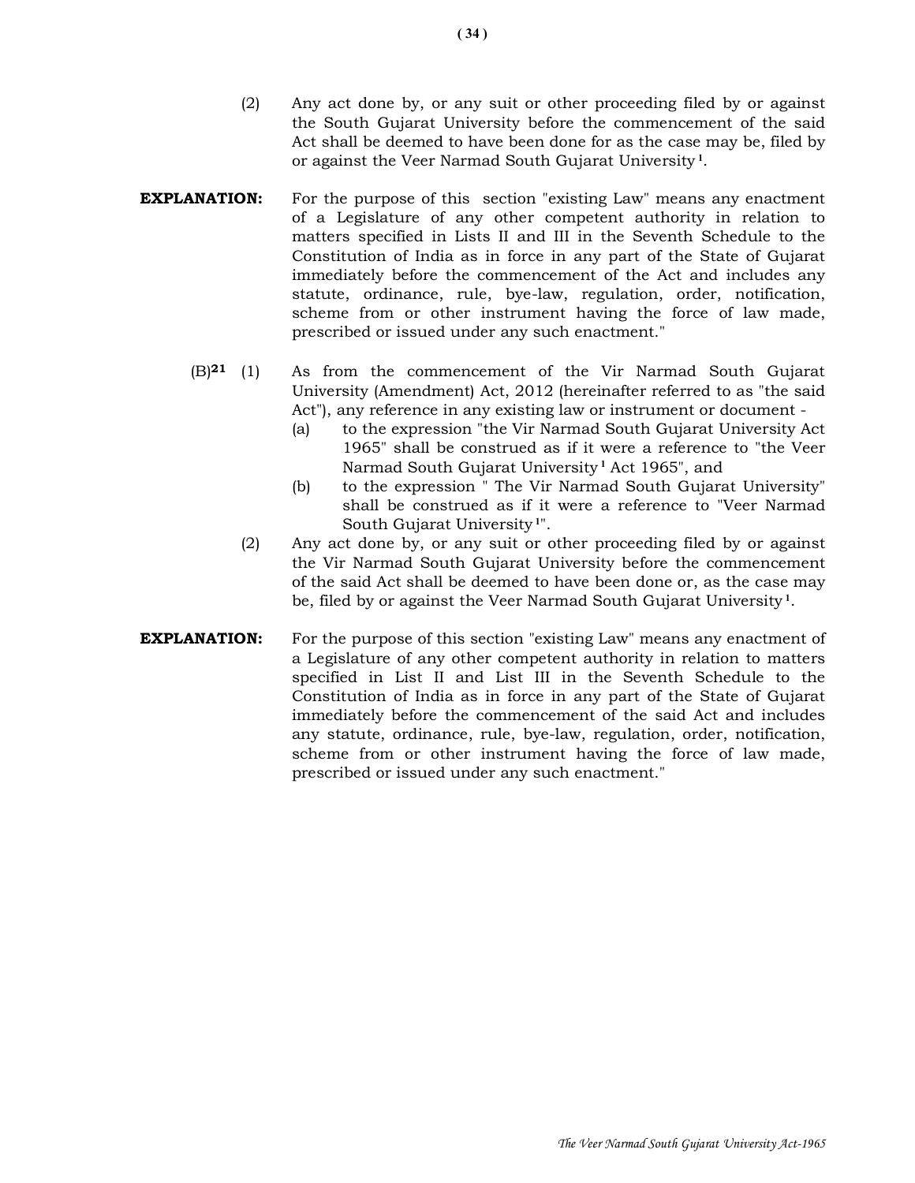(2) Any act done by, or any suit or other proceeding filed by or against the South Gujarat University before the commencement of the said Act shall be deemed to have been done for as the case may be, filed by or against the Veer Narmad South Gujarat University[1].

**EXPLANATION:** For the purpose of this section "existing Law" means any enactment of a Legislature of any other competent authority in relation to matters specified in Lists II and III in the Seventh Schedule to the Constitution of India as in force in any part of the State of Gujarat immediately before the commencement of the Act and includes any statute, ordinance, rule, bye-law, regulation, order, notification, scheme from or other instrument having the force of law made, prescribed or issued under any such enactment."

(B)[21] (1) As from the commencement of the Vir Narmad South Gujarat University (Amendment) Act, 2012 (hereinafter referred to as "the said Act"), any reference in any existing law or instrument or document -

(a) to the expression "the Vir Narmad South Gujarat University Act 1965" shall be construed as if it were a reference to "the Veer Narmad South Gujarat University[1] Act 1965", and

(b) to the expression " The Vir Narmad South Gujarat University" shall be construed as if it were a reference to "Veer Narmad South Gujarat University[1]".

(2) Any act done by, or any suit or other proceeding filed by or against the Vir Narmad South Gujarat University before the commencement of the said Act shall be deemed to have been done or, as the case may be, filed by or against the Veer Narmad South Gujarat University[1].

**EXPLANATION:** For the purpose of this section "existing Law" means any enactment of a Legislature of any other competent authority in relation to matters specified in List II and List III in the Seventh Schedule to the Constitution of India as in force in any part of the State of Gujarat immediately before the commencement of the said Act and includes any statute, ordinance, rule, bye-law, regulation, order, notification, scheme from or other instrument having the force of law made, prescribed or issued under any such enactment."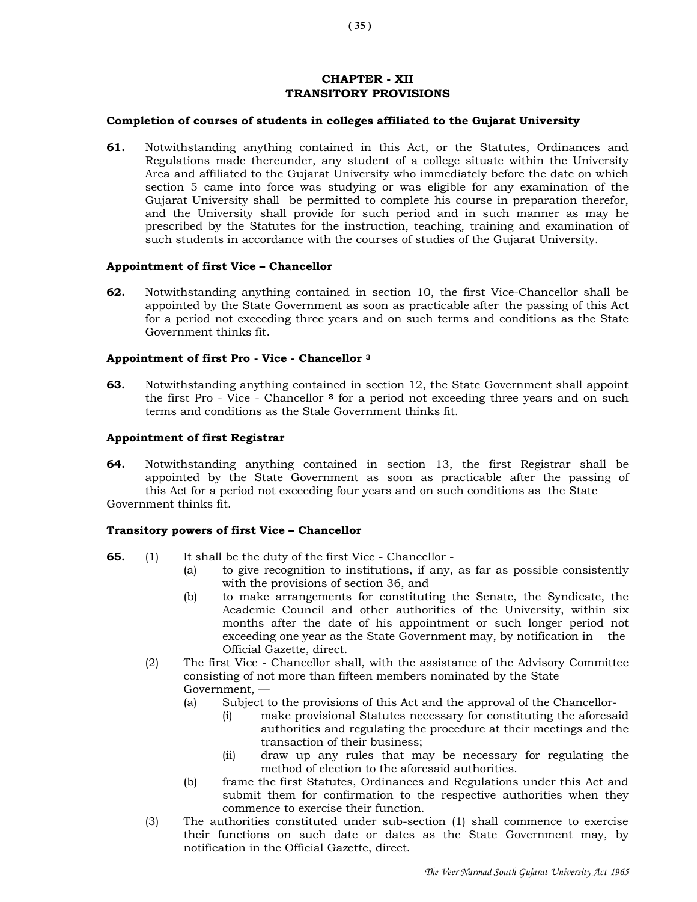## CHAPTER - XII
## TRANSITORY PROVISIONS

**Completion of courses of students in colleges affiliated to the Gujarat University**

**61.** Notwithstanding anything contained in this Act, or the Statutes, Ordinances and Regulations made thereunder, any student of a college situate within the University Area and affiliated to the Gujarat University who immediately before the date on which section 5 came into force was studying or was eligible for any examination of the Gujarat University shall be permitted to complete his course in preparation therefor, and the University shall provide for such period and in such manner as may he prescribed by the Statutes for the instruction, teaching, training and examination of such students in accordance with the courses of studies of the Gujarat University.

**Appointment of first Vice – Chancellor**

**62.** Notwithstanding anything contained in section 10, the first Vice-Chancellor shall be appointed by the State Government as soon as practicable after the passing of this Act for a period not exceeding three years and on such terms and conditions as the State Government thinks fit.

**Appointment of first Pro - Vice - Chancellor [3]**

**63.** Notwithstanding anything contained in section 12, the State Government shall appoint the first Pro - Vice - Chancellor [3] for a period not exceeding three years and on such terms and conditions as the Stale Government thinks fit.

**Appointment of first Registrar**

**64.** Notwithstanding anything contained in section 13, the first Registrar shall be appointed by the State Government as soon as practicable after the passing of this Act for a period not exceeding four years and on such conditions as the State Government thinks fit.

**Transitory powers of first Vice – Chancellor**

**65.** (1) It shall be the duty of the first Vice - Chancellor -

(a) to give recognition to institutions, if any, as far as possible consistently with the provisions of section 36, and

(b) to make arrangements for constituting the Senate, the Syndicate, the Academic Council and other authorities of the University, within six months after the date of his appointment or such longer period not exceeding one year as the State Government may, by notification in the Official Gazette, direct.

(2) The first Vice - Chancellor shall, with the assistance of the Advisory Committee consisting of not more than fifteen members nominated by the State Government, —

(a) Subject to the provisions of this Act and the approval of the Chancellor-

(i) make provisional Statutes necessary for constituting the aforesaid authorities and regulating the procedure at their meetings and the transaction of their business;

(ii) draw up any rules that may be necessary for regulating the method of election to the aforesaid authorities.

(b) frame the first Statutes, Ordinances and Regulations under this Act and submit them for confirmation to the respective authorities when they commence to exercise their function.

(3) The authorities constituted under sub-section (1) shall commence to exercise their functions on such date or dates as the State Government may, by notification in the Official Gazette, direct.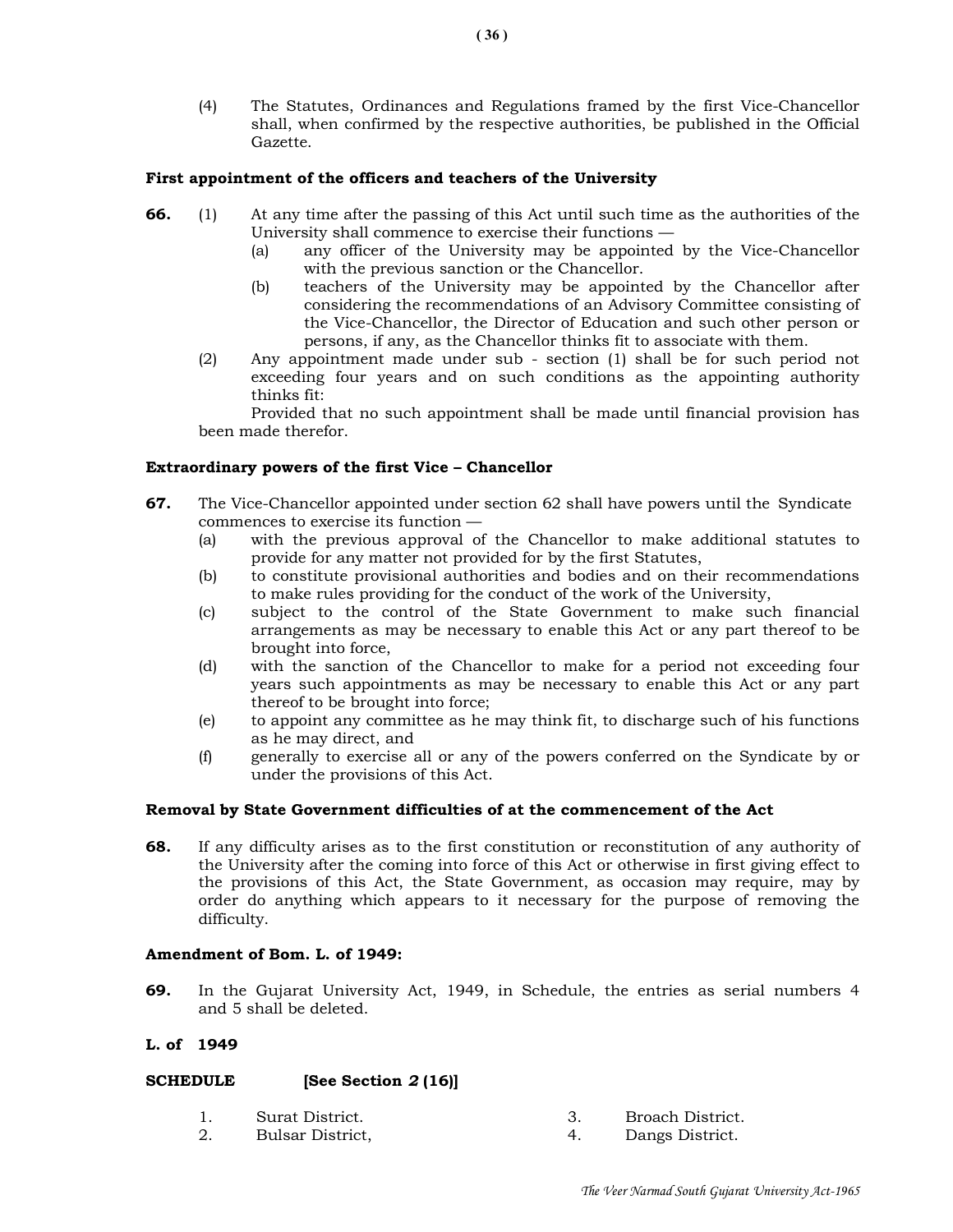(4) The Statutes, Ordinances and Regulations framed by the first Vice-Chancellor shall, when confirmed by the respective authorities, be published in the Official Gazette.

**First appointment of the officers and teachers of the University**

**66.** (1) At any time after the passing of this Act until such time as the authorities of the University shall commence to exercise their functions —

(a) any officer of the University may be appointed by the Vice-Chancellor with the previous sanction or the Chancellor.

(b) teachers of the University may be appointed by the Chancellor after considering the recommendations of an Advisory Committee consisting of the Vice-Chancellor, the Director of Education and such other person or persons, if any, as the Chancellor thinks fit to associate with them.

(2) Any appointment made under sub - section (1) shall be for such period not exceeding four years and on such conditions as the appointing authority thinks fit:

Provided that no such appointment shall be made until financial provision has been made therefor.

**Extraordinary powers of the first Vice – Chancellor**

**67.** The Vice-Chancellor appointed under section 62 shall have powers until the Syndicate commences to exercise its function —

(a) with the previous approval of the Chancellor to make additional statutes to provide for any matter not provided for by the first Statutes,

(b) to constitute provisional authorities and bodies and on their recommendations to make rules providing for the conduct of the work of the University,

(c) subject to the control of the State Government to make such financial arrangements as may be necessary to enable this Act or any part thereof to be brought into force,

(d) with the sanction of the Chancellor to make for a period not exceeding four years such appointments as may be necessary to enable this Act or any part thereof to be brought into force;

(e) to appoint any committee as he may think fit, to discharge such of his functions as he may direct, and

(f) generally to exercise all or any of the powers conferred on the Syndicate by or under the provisions of this Act.

**Removal by State Government difficulties of at the commencement of the Act**

**68.** If any difficulty arises as to the first constitution or reconstitution of any authority of the University after the coming into force of this Act or otherwise in first giving effect to the provisions of this Act, the State Government, as occasion may require, may by order do anything which appears to it necessary for the purpose of removing the difficulty.

**Amendment of Bom. L. of 1949:**

**69.** In the Gujarat University Act, 1949, in Schedule, the entries as serial numbers 4 and 5 shall be deleted.

**L. of 1949**

**SCHEDULE [See Section *2* (16)]**

1. Surat District.
2. Bulsar District,
3. Broach District.
4. Dangs District.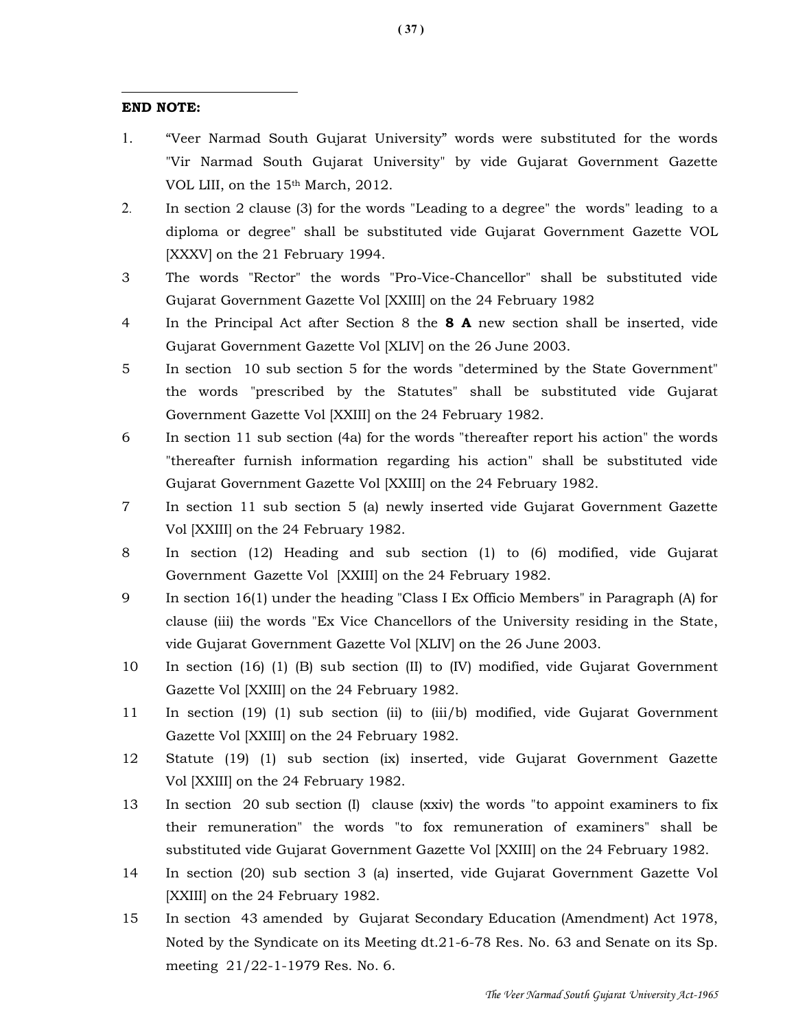**END NOTE:**

1. "Veer Narmad South Gujarat University" words were substituted for the words "Vir Narmad South Gujarat University" by vide Gujarat Government Gazette VOL LIII, on the 15th March, 2012.
2. In section 2 clause (3) for the words "Leading to a degree" the words" leading to a diploma or degree" shall be substituted vide Gujarat Government Gazette VOL [XXXV] on the 21 February 1994.
3. The words "Rector" the words "Pro-Vice-Chancellor" shall be substituted vide Gujarat Government Gazette Vol [XXIII] on the 24 February 1982
4. In the Principal Act after Section 8 the **8 A** new section shall be inserted, vide Gujarat Government Gazette Vol [XLIV] on the 26 June 2003.
5. In section 10 sub section 5 for the words "determined by the State Government" the words "prescribed by the Statutes" shall be substituted vide Gujarat Government Gazette Vol [XXIII] on the 24 February 1982.
6. In section 11 sub section (4a) for the words "thereafter report his action" the words "thereafter furnish information regarding his action" shall be substituted vide Gujarat Government Gazette Vol [XXIII] on the 24 February 1982.
7. In section 11 sub section 5 (a) newly inserted vide Gujarat Government Gazette Vol [XXIII] on the 24 February 1982.
8. In section (12) Heading and sub section (1) to (6) modified, vide Gujarat Government Gazette Vol [XXIII] on the 24 February 1982.
9. In section 16(1) under the heading "Class I Ex Officio Members" in Paragraph (A) for clause (iii) the words "Ex Vice Chancellors of the University residing in the State, vide Gujarat Government Gazette Vol [XLIV] on the 26 June 2003.
10. In section (16) (1) (B) sub section (II) to (IV) modified, vide Gujarat Government Gazette Vol [XXIII] on the 24 February 1982.
11. In section (19) (1) sub section (ii) to (iii/b) modified, vide Gujarat Government Gazette Vol [XXIII] on the 24 February 1982.
12. Statute (19) (1) sub section (ix) inserted, vide Gujarat Government Gazette Vol [XXIII] on the 24 February 1982.
13. In section 20 sub section (I) clause (xxiv) the words "to appoint examiners to fix their remuneration" the words "to fox remuneration of examiners" shall be substituted vide Gujarat Government Gazette Vol [XXIII] on the 24 February 1982.
14. In section (20) sub section 3 (a) inserted, vide Gujarat Government Gazette Vol [XXIII] on the 24 February 1982.
15. In section 43 amended by Gujarat Secondary Education (Amendment) Act 1978, Noted by the Syndicate on its Meeting dt.21-6-78 Res. No. 63 and Senate on its Sp. meeting 21/22-1-1979 Res. No. 6.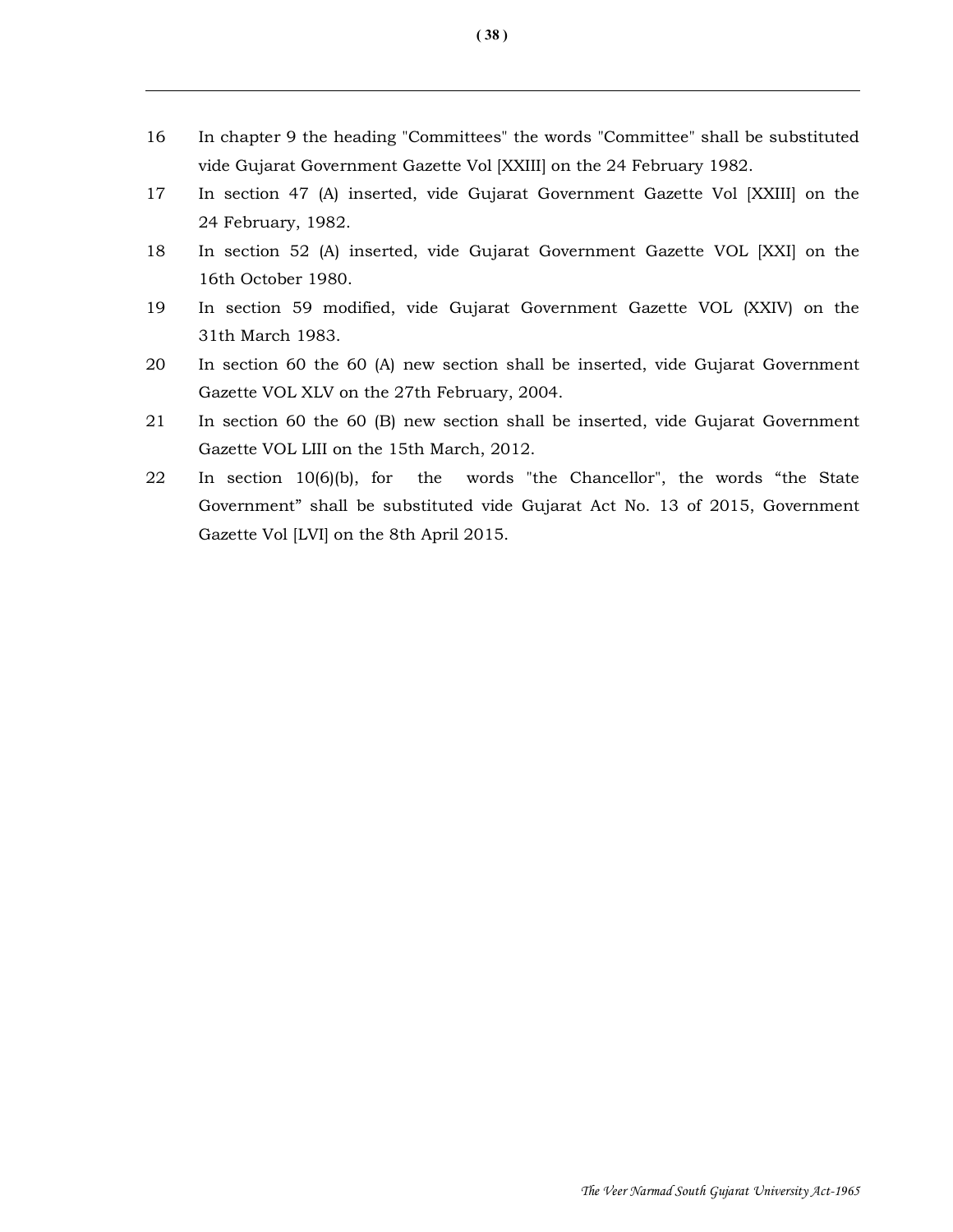16 In chapter 9 the heading "Committees" the words "Committee" shall be substituted vide Gujarat Government Gazette Vol [XXIII] on the 24 February 1982.

17 In section 47 (A) inserted, vide Gujarat Government Gazette Vol [XXIII] on the 24 February, 1982.

18 In section 52 (A) inserted, vide Gujarat Government Gazette VOL [XXI] on the 16th October 1980.

19 In section 59 modified, vide Gujarat Government Gazette VOL (XXIV) on the 31th March 1983.

20 In section 60 the 60 (A) new section shall be inserted, vide Gujarat Government Gazette VOL XLV on the 27th February, 2004.

21 In section 60 the 60 (B) new section shall be inserted, vide Gujarat Government Gazette VOL LIII on the 15th March, 2012.

22 In section 10(6)(b), for the words "the Chancellor", the words “the State Government” shall be substituted vide Gujarat Act No. 13 of 2015, Government Gazette Vol [LVI] on the 8th April 2015.